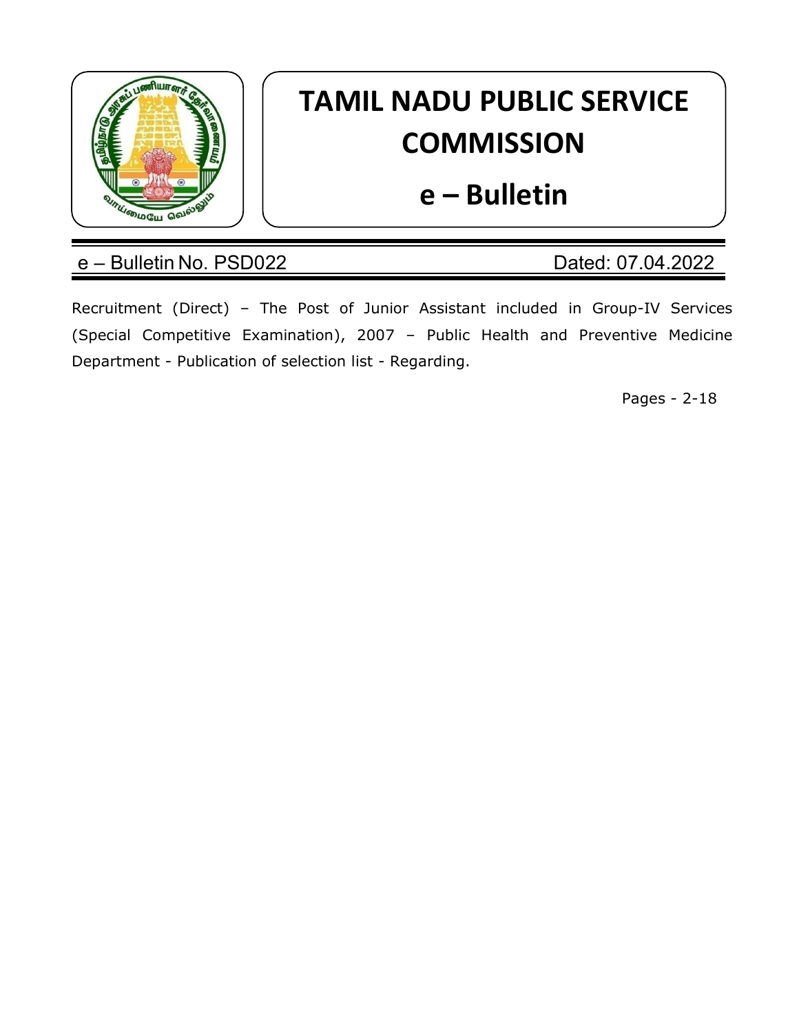# TAMIL NADU PUBLIC SERVICE COMMISSION

## e – Bulletin

e – Bulletin No. PSD022 Dated: 07.04.2022

Recruitment (Direct) – The Post of Junior Assistant included in Group-IV Services (Special Competitive Examination), 2007 – Public Health and Preventive Medicine Department - Publication of selection list - Regarding.

Pages - 2-18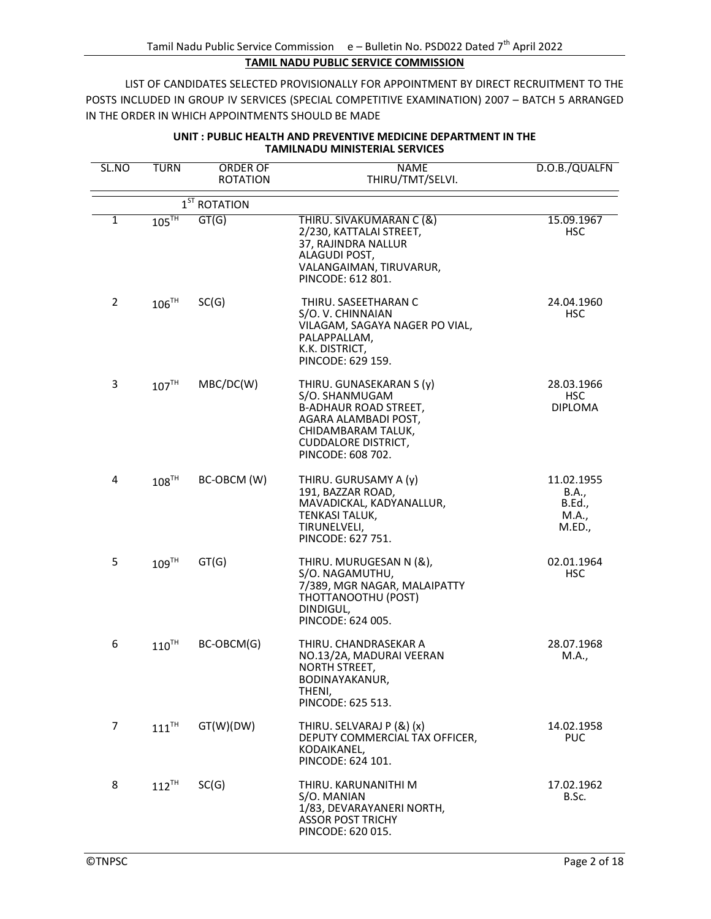## TAMIL NADU PUBLIC SERVICE COMMISSION

LIST OF CANDIDATES SELECTED PROVISIONALLY FOR APPOINTMENT BY DIRECT RECRUITMENT TO THE POSTS INCLUDED IN GROUP IV SERVICES (SPECIAL COMPETITIVE EXAMINATION) 2007 – BATCH 5 ARRANGED IN THE ORDER IN WHICH APPOINTMENTS SHOULD BE MADE

### UNIT : PUBLIC HEALTH AND PREVENTIVE MEDICINE DEPARTMENT IN THE TAMILNADU MINISTERIAL SERVICES

| SL.NO | TURN | ORDER OF ROTATION | NAME THIRU/TMT/SELVI. | D.O.B./QUALFN |
|---|---|---|---|---|
| | | 1ST ROTATION | | |
| 1 | 105TH | GT(G) | THIRU. SIVAKUMARAN C (&) 2/230, KATTALAI STREET, 37, RAJINDRA NALLUR ALAGUDI POST, VALANGAIMAN, TIRUVARUR, PINCODE: 612 801. | 15.09.1967 HSC |
| 2 | 106TH | SC(G) | THIRU. SASEETHARAN C S/O. V. CHINNAIAN VILAGAM, SAGAYA NAGER PO VIAL, PALAPPALLAM, K.K. DISTRICT, PINCODE: 629 159. | 24.04.1960 HSC |
| 3 | 107TH | MBC/DC(W) | THIRU. GUNASEKARAN S (y) S/O. SHANMUGAM B-ADHAUR ROAD STREET, AGARA ALAMBADI POST, CHIDAMBARAM TALUK, CUDDALORE DISTRICT, PINCODE: 608 702. | 28.03.1966 HSC DIPLOMA |
| 4 | 108TH | BC-OBCM (W) | THIRU. GURUSAMY A (y) 191, BAZZAR ROAD, MAVADICKAL, KADYANALLUR, TENKASI TALUK, TIRUNELVELI, PINCODE: 627 751. | 11.02.1955 B.A., B.Ed., M.A., M.ED., |
| 5 | 109TH | GT(G) | THIRU. MURUGESAN N (&), S/O. NAGAMUTHU, 7/389, MGR NAGAR, MALAIPATTY THOTTANOOTHU (POST) DINDIGUL, PINCODE: 624 005. | 02.01.1964 HSC |
| 6 | 110TH | BC-OBCM(G) | THIRU. CHANDRASEKAR A NO.13/2A, MADURAI VEERAN NORTH STREET, BODINAYAKANUR, THENI, PINCODE: 625 513. | 28.07.1968 M.A., |
| 7 | 111TH | GT(W)(DW) | THIRU. SELVARAJ P (&) (x) DEPUTY COMMERCIAL TAX OFFICER, KODAIKANEL, PINCODE: 624 101. | 14.02.1958 PUC |
| 8 | 112TH | SC(G) | THIRU. KARUNANITHI M S/O. MANIAN 1/83, DEVARAYANERI NORTH, ASSOR POST TRICHY PINCODE: 620 015. | 17.02.1962 B.Sc. |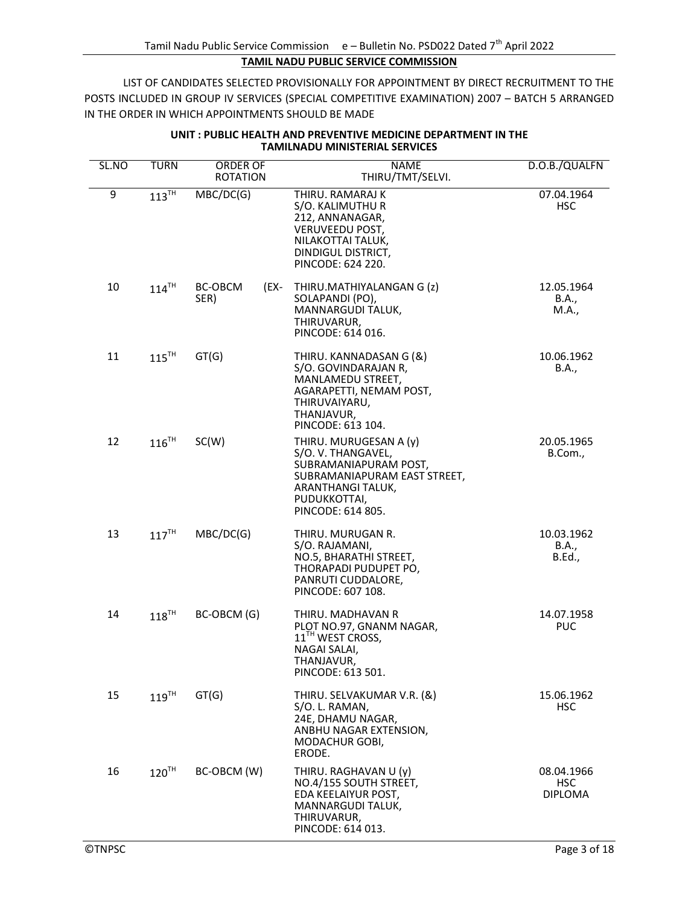**TAMIL NADU PUBLIC SERVICE COMMISSION**

LIST OF CANDIDATES SELECTED PROVISIONALLY FOR APPOINTMENT BY DIRECT RECRUITMENT TO THE POSTS INCLUDED IN GROUP IV SERVICES (SPECIAL COMPETITIVE EXAMINATION) 2007 – BATCH 5 ARRANGED IN THE ORDER IN WHICH APPOINTMENTS SHOULD BE MADE

**UNIT : PUBLIC HEALTH AND PREVENTIVE MEDICINE DEPARTMENT IN THE TAMILNADU MINISTERIAL SERVICES**

| SL.NO | TURN | ORDER OF ROTATION | NAME THIRU/TMT/SELVI. | D.O.B./QUALFN |
|---|---|---|---|---|
| 9 | 113TH | MBC/DC(G) | THIRU. RAMARAJ K<br>S/O. KALIMUTHU R<br>212, ANNANAGAR,<br>VERUVEEDU POST,<br>NILAKOTTAI TALUK,<br>DINDIGUL DISTRICT,<br>PINCODE: 624 220. | 07.04.1964<br>HSC |
| 10 | 114TH | BC-OBCM (EX-SER) | THIRU.MATHIYALANGAN G (z)<br>SOLAPANDI (PO),<br>MANNARGUDI TALUK,<br>THIRUVARUR,<br>PINCODE: 614 016. | 12.05.1964<br>B.A.,<br>M.A., |
| 11 | 115TH | GT(G) | THIRU. KANNADASAN G (&)<br>S/O. GOVINDARAJAN R,<br>MANLAMEDU STREET,<br>AGARAPETTI, NEMAM POST,<br>THIRUVAIYARU,<br>THANJAVUR,<br>PINCODE: 613 104. | 10.06.1962<br>B.A., |
| 12 | 116TH | SC(W) | THIRU. MURUGESAN A (y)<br>S/O. V. THANGAVEL,<br>SUBRAMANIAPURAM POST,<br>SUBRAMANIAPURAM EAST STREET,<br>ARANTHANGI TALUK,<br>PUDUKKOTTAI,<br>PINCODE: 614 805. | 20.05.1965<br>B.Com., |
| 13 | 117TH | MBC/DC(G) | THIRU. MURUGAN R.<br>S/O. RAJAMANI,<br>NO.5, BHARATHI STREET,<br>THORAPADI PUDUPET PO,<br>PANRUTI CUDDALORE,<br>PINCODE: 607 108. | 10.03.1962<br>B.A.,<br>B.Ed., |
| 14 | 118TH | BC-OBCM (G) | THIRU. MADHAVAN R<br>PLOT NO.97, GNANM NAGAR,<br>11TH WEST CROSS,<br>NAGAI SALAI,<br>THANJAVUR,<br>PINCODE: 613 501. | 14.07.1958<br>PUC |
| 15 | 119TH | GT(G) | THIRU. SELVAKUMAR V.R. (&)<br>S/O. L. RAMAN,<br>24E, DHAMU NAGAR,<br>ANBHU NAGAR EXTENSION,<br>MODACHUR GOBI,<br>ERODE. | 15.06.1962<br>HSC |
| 16 | 120TH | BC-OBCM (W) | THIRU. RAGHAVAN U (y)<br>NO.4/155 SOUTH STREET,<br>EDA KEELAIYUR POST,<br>MANNARGUDI TALUK,<br>THIRUVARUR,<br>PINCODE: 614 013. | 08.04.1966<br>HSC<br>DIPLOMA |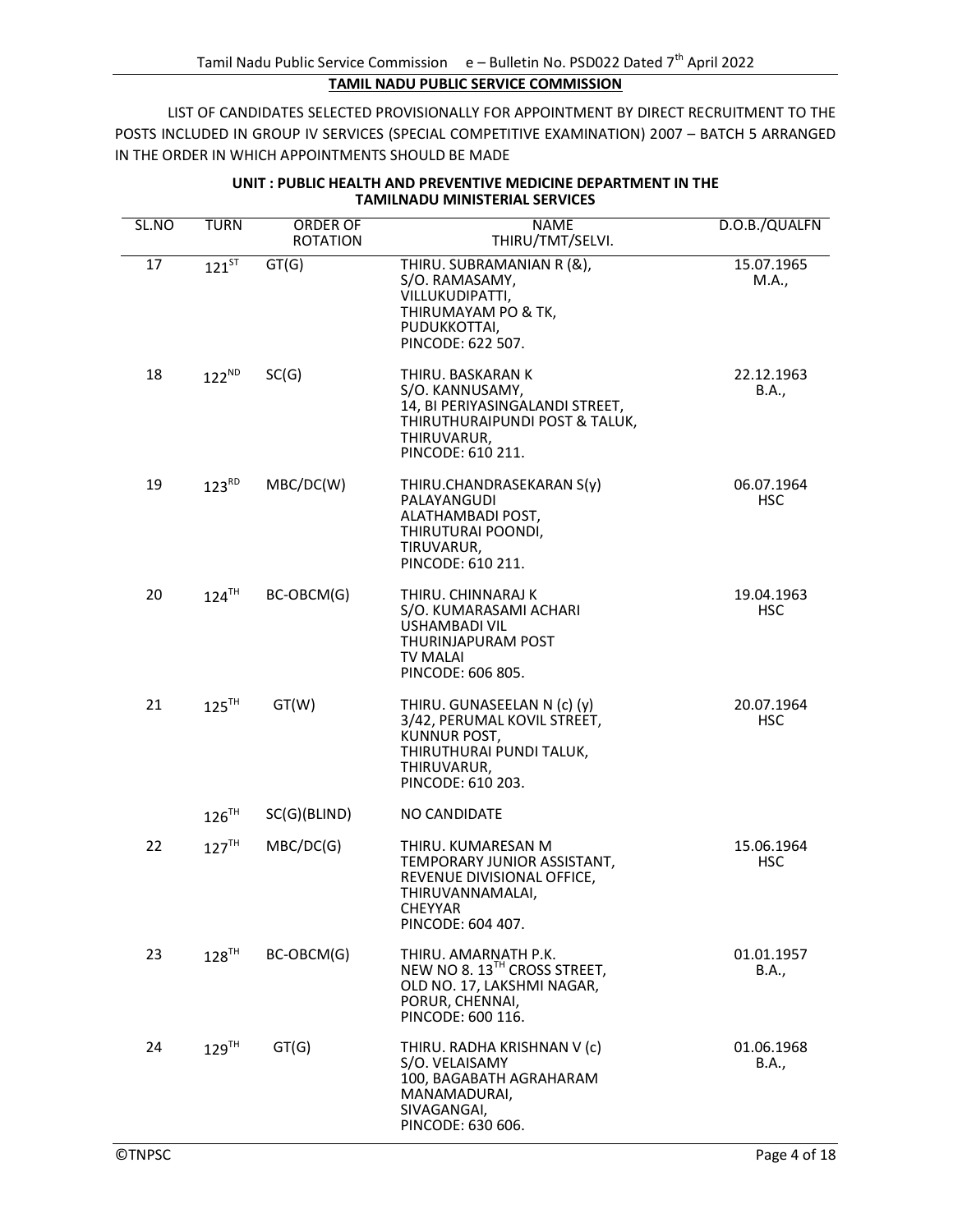**TAMIL NADU PUBLIC SERVICE COMMISSION**

LIST OF CANDIDATES SELECTED PROVISIONALLY FOR APPOINTMENT BY DIRECT RECRUITMENT TO THE POSTS INCLUDED IN GROUP IV SERVICES (SPECIAL COMPETITIVE EXAMINATION) 2007 – BATCH 5 ARRANGED IN THE ORDER IN WHICH APPOINTMENTS SHOULD BE MADE

**UNIT : PUBLIC HEALTH AND PREVENTIVE MEDICINE DEPARTMENT IN THE TAMILNADU MINISTERIAL SERVICES**

| SL.NO | TURN | ORDER OF ROTATION | NAME THIRU/TMT/SELVI. | D.O.B./QUALFN |
|---|---|---|---|---|
| 17 | 121ST | GT(G) | THIRU. SUBRAMANIAN R (&), S/O. RAMASAMY, VILLUKUDIPATTI, THIRUMAYAM PO & TK, PUDUKKOTTAI, PINCODE: 622 507. | 15.07.1965 M.A., |
| 18 | 122ND | SC(G) | THIRU. BASKARAN K S/O. KANNUSAMY, 14, BI PERIYASINGALANDI STREET, THIRUTHURAIPUNDI POST & TALUK, THIRUVARUR, PINCODE: 610 211. | 22.12.1963 B.A., |
| 19 | 123RD | MBC/DC(W) | THIRU.CHANDRASEKARAN S(y) PALAYANGUDI ALATHAMBADI POST, THIRUTURAI POONDI, TIRUVARUR, PINCODE: 610 211. | 06.07.1964 HSC |
| 20 | 124TH | BC-OBCM(G) | THIRU. CHINNARAJ K S/O. KUMARASAMI ACHARI USHAMBADI VIL THURINJAPURAM POST TV MALAI PINCODE: 606 805. | 19.04.1963 HSC |
| 21 | 125TH | GT(W) | THIRU. GUNASEELAN N (c) (y) 3/42, PERUMAL KOVIL STREET, KUNNUR POST, THIRUTHURAI PUNDI TALUK, THIRUVARUR, PINCODE: 610 203. | 20.07.1964 HSC |
| | 126TH | SC(G)(BLIND) | NO CANDIDATE | |
| 22 | 127TH | MBC/DC(G) | THIRU. KUMARESAN M TEMPORARY JUNIOR ASSISTANT, REVENUE DIVISIONAL OFFICE, THIRUVANNAMALAI, CHEYYAR PINCODE: 604 407. | 15.06.1964 HSC |
| 23 | 128TH | BC-OBCM(G) | THIRU. AMARNATH P.K. NEW NO 8. 13TH CROSS STREET, OLD NO. 17, LAKSHMI NAGAR, PORUR, CHENNAI, PINCODE: 600 116. | 01.01.1957 B.A., |
| 24 | 129TH | GT(G) | THIRU. RADHA KRISHNAN V (c) S/O. VELAISAMY 100, BAGABATH AGRAHARAM MANAMADURAI, SIVAGANGAI, PINCODE: 630 606. | 01.06.1968 B.A., |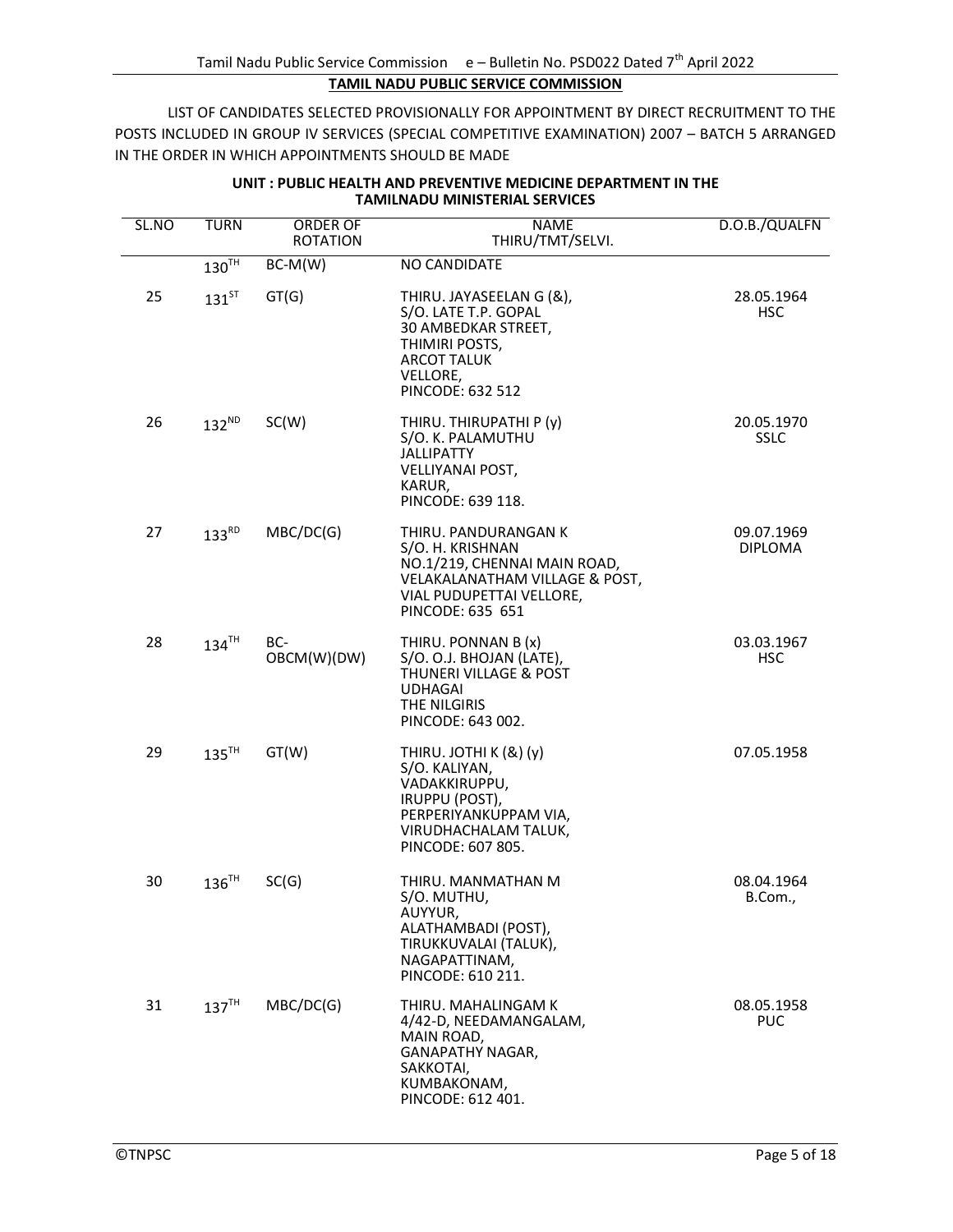**TAMIL NADU PUBLIC SERVICE COMMISSION**

LIST OF CANDIDATES SELECTED PROVISIONALLY FOR APPOINTMENT BY DIRECT RECRUITMENT TO THE POSTS INCLUDED IN GROUP IV SERVICES (SPECIAL COMPETITIVE EXAMINATION) 2007 – BATCH 5 ARRANGED IN THE ORDER IN WHICH APPOINTMENTS SHOULD BE MADE

**UNIT : PUBLIC HEALTH AND PREVENTIVE MEDICINE DEPARTMENT IN THE TAMILNADU MINISTERIAL SERVICES**

| SL.NO | TURN | ORDER OF ROTATION | NAME THIRU/TMT/SELVI. | D.O.B./QUALFN |
|---|---|---|---|---|
| | 130TH | BC-M(W) | NO CANDIDATE | |
| 25 | 131ST | GT(G) | THIRU. JAYASEELAN G (&), S/O. LATE T.P. GOPAL 30 AMBEDKAR STREET, THIMIRI POSTS, ARCOT TALUK VELLORE, PINCODE: 632 512 | 28.05.1964 HSC |
| 26 | 132ND | SC(W) | THIRU. THIRUPATHI P (y) S/O. K. PALAMUTHU JALLIPATTY VELLIYANAI POST, KARUR, PINCODE: 639 118. | 20.05.1970 SSLC |
| 27 | 133RD | MBC/DC(G) | THIRU. PANDURANGAN K S/O. H. KRISHNAN NO.1/219, CHENNAI MAIN ROAD, VELAKALANATHAM VILLAGE & POST, VIAL PUDUPETTAI VELLORE, PINCODE: 635 651 | 09.07.1969 DIPLOMA |
| 28 | 134TH | BC-OBCM(W)(DW) | THIRU. PONNAN B (x) S/O. O.J. BHOJAN (LATE), THUNERI VILLAGE & POST UDHAGAI THE NILGIRIS PINCODE: 643 002. | 03.03.1967 HSC |
| 29 | 135TH | GT(W) | THIRU. JOTHI K (&) (y) S/O. KALIYAN, VADAKKIRUPPU, IRUPPU (POST), PERPERIYANKUPPAM VIA, VIRUDHACHALAM TALUK, PINCODE: 607 805. | 07.05.1958 |
| 30 | 136TH | SC(G) | THIRU. MANMATHAN M S/O. MUTHU, AUYYUR, ALATHAMBADI (POST), TIRUKKUVALAI (TALUK), NAGAPATTINAM, PINCODE: 610 211. | 08.04.1964 B.Com., |
| 31 | 137TH | MBC/DC(G) | THIRU. MAHALINGAM K 4/42-D, NEEDAMANGALAM, MAIN ROAD, GANAPATHY NAGAR, SAKKOTAI, KUMBAKONAM, PINCODE: 612 401. | 08.05.1958 PUC |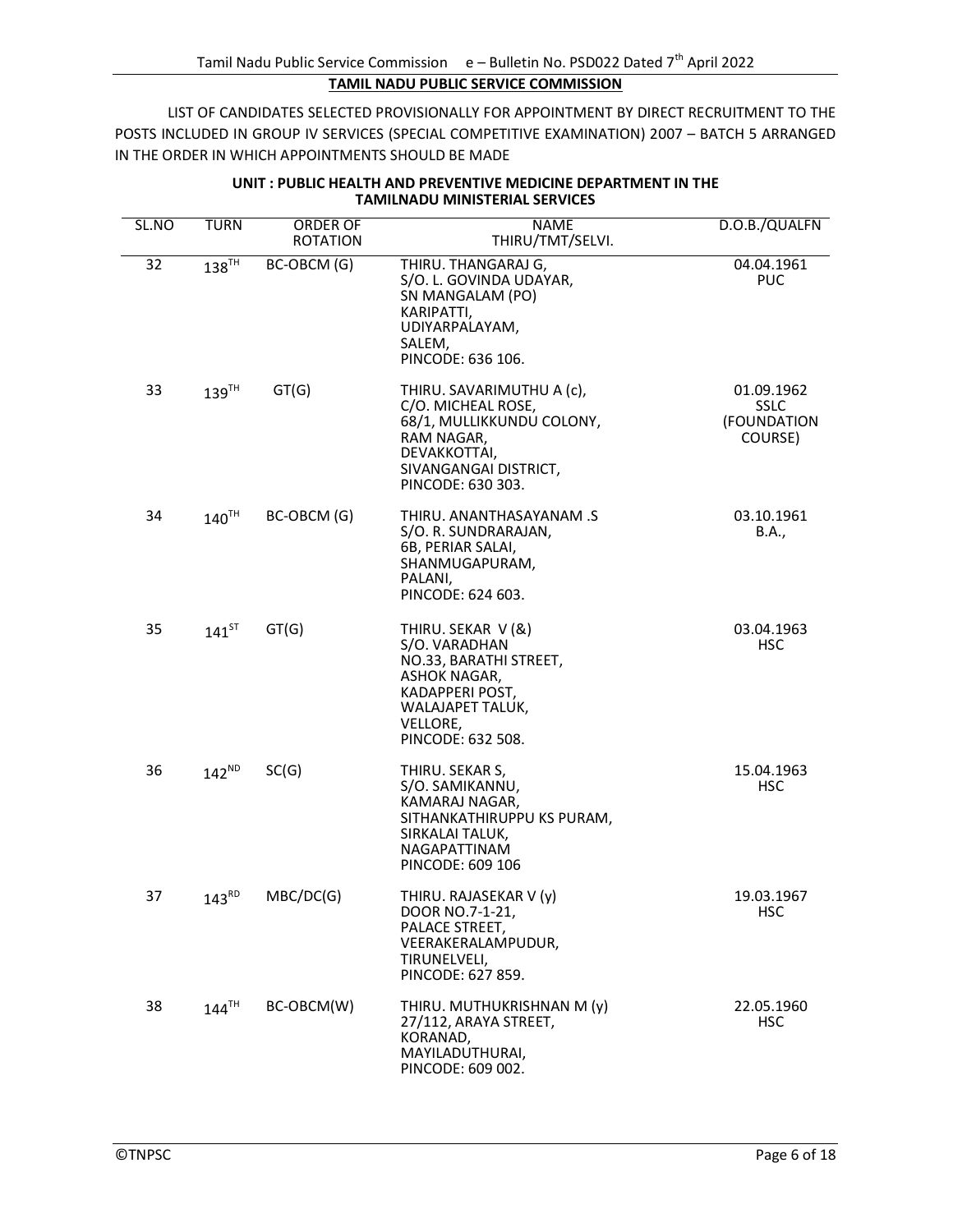## TAMIL NADU PUBLIC SERVICE COMMISSION

LIST OF CANDIDATES SELECTED PROVISIONALLY FOR APPOINTMENT BY DIRECT RECRUITMENT TO THE POSTS INCLUDED IN GROUP IV SERVICES (SPECIAL COMPETITIVE EXAMINATION) 2007 – BATCH 5 ARRANGED IN THE ORDER IN WHICH APPOINTMENTS SHOULD BE MADE

### UNIT : PUBLIC HEALTH AND PREVENTIVE MEDICINE DEPARTMENT IN THE TAMILNADU MINISTERIAL SERVICES

| SL.NO | TURN | ORDER OF ROTATION | NAME THIRU/TMT/SELVI. | D.O.B./QUALFN |
|---|---|---|---|---|
| 32 | 138TH | BC-OBCM (G) | THIRU. THANGARAJ G, S/O. L. GOVINDA UDAYAR, SN MANGALAM (PO) KARIPATTI, UDIYARPALAYAM, SALEM, PINCODE: 636 106. | 04.04.1961 PUC |
| 33 | 139TH | GT(G) | THIRU. SAVARIMUTHU A (c), C/O. MICHEAL ROSE, 68/1, MULLIKKUNDU COLONY, RAM NAGAR, DEVAKKOTTAI, SIVANGANGAI DISTRICT, PINCODE: 630 303. | 01.09.1962 SSLC (FOUNDATION COURSE) |
| 34 | 140TH | BC-OBCM (G) | THIRU. ANANTHASAYANAM .S S/O. R. SUNDRARAJAN, 6B, PERIAR SALAI, SHANMUGAPURAM, PALANI, PINCODE: 624 603. | 03.10.1961 B.A., |
| 35 | 141ST | GT(G) | THIRU. SEKAR V (&) S/O. VARADHAN NO.33, BARATHI STREET, ASHOK NAGAR, KADAPPERI POST, WALAJAPET TALUK, VELLORE, PINCODE: 632 508. | 03.04.1963 HSC |
| 36 | 142ND | SC(G) | THIRU. SEKAR S, S/O. SAMIKANNU, KAMARAJ NAGAR, SITHANKATHIRUPPU KS PURAM, SIRKALAI TALUK, NAGAPATTINAM PINCODE: 609 106 | 15.04.1963 HSC |
| 37 | 143RD | MBC/DC(G) | THIRU. RAJASEKAR V (y) DOOR NO.7-1-21, PALACE STREET, VEERAKERALAMPUDUR, TIRUNELVELI, PINCODE: 627 859. | 19.03.1967 HSC |
| 38 | 144TH | BC-OBCM(W) | THIRU. MUTHUKRISHNAN M (y) 27/112, ARAYA STREET, KORANAD, MAYILADUTHURAI, PINCODE: 609 002. | 22.05.1960 HSC |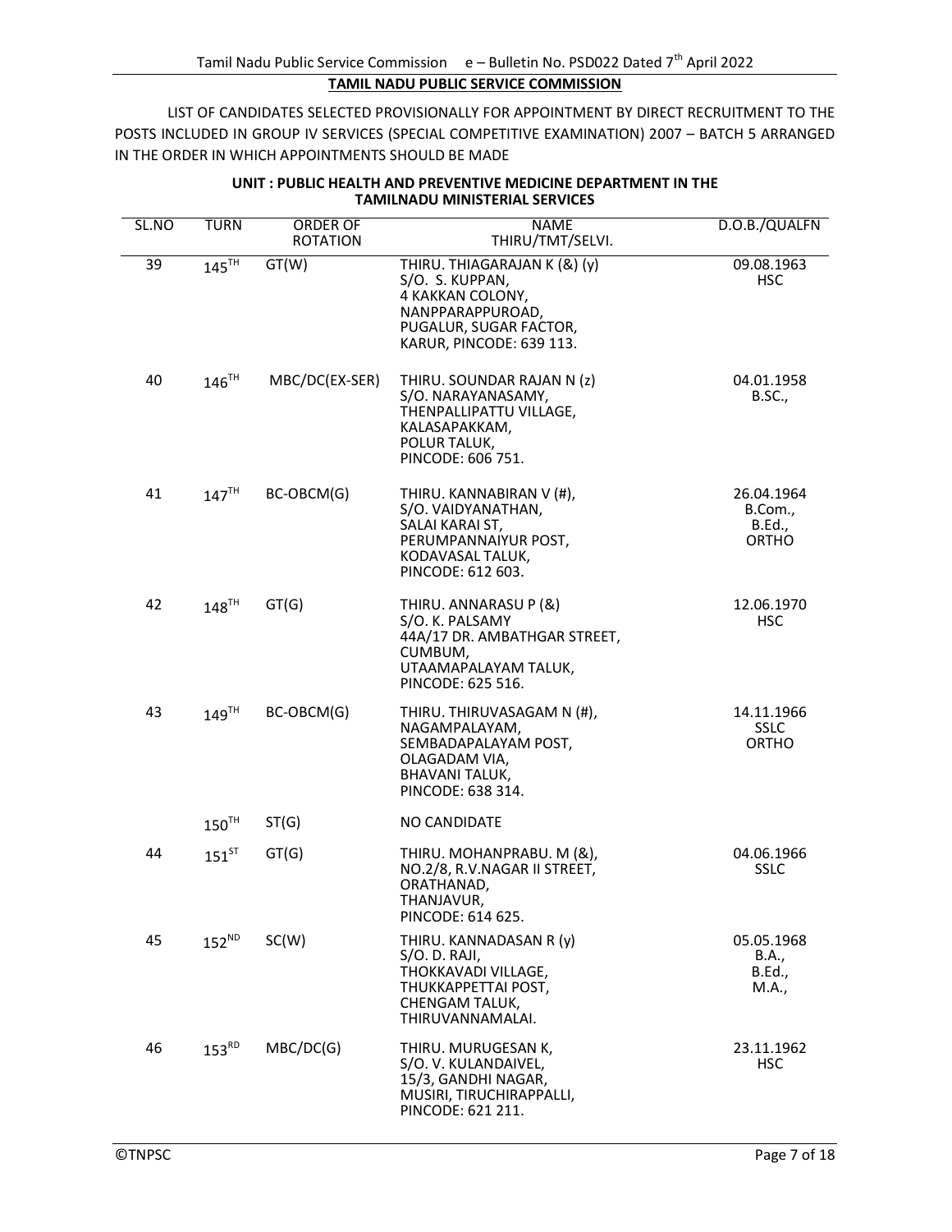## TAMIL NADU PUBLIC SERVICE COMMISSION

LIST OF CANDIDATES SELECTED PROVISIONALLY FOR APPOINTMENT BY DIRECT RECRUITMENT TO THE POSTS INCLUDED IN GROUP IV SERVICES (SPECIAL COMPETITIVE EXAMINATION) 2007 – BATCH 5 ARRANGED IN THE ORDER IN WHICH APPOINTMENTS SHOULD BE MADE

### UNIT : PUBLIC HEALTH AND PREVENTIVE MEDICINE DEPARTMENT IN THE TAMILNADU MINISTERIAL SERVICES

| SL.NO | TURN | ORDER OF ROTATION | NAME THIRU/TMT/SELVI. | D.O.B./QUALFN |
|---|---|---|---|---|
| 39 | 145TH | GT(W) | THIRU. THIAGARAJAN K (&) (y) S/O. S. KUPPAN, 4 KAKKAN COLONY, NANPPARAPPUROAD, PUGALUR, SUGAR FACTOR, KARUR, PINCODE: 639 113. | 09.08.1963 HSC |
| 40 | 146TH | MBC/DC(EX-SER) | THIRU. SOUNDAR RAJAN N (z) S/O. NARAYANASAMY, THENPALLIPATTU VILLAGE, KALASAPAKKAM, POLUR TALUK, PINCODE: 606 751. | 04.01.1958 B.SC., |
| 41 | 147TH | BC-OBCM(G) | THIRU. KANNABIRAN V (#), S/O. VAIDYANATHAN, SALAI KARAI ST, PERUMPANNAIYUR POST, KODAVASAL TALUK, PINCODE: 612 603. | 26.04.1964 B.Com., B.Ed., ORTHO |
| 42 | 148TH | GT(G) | THIRU. ANNARASU P (&) S/O. K. PALSAMY 44A/17 DR. AMBATHGAR STREET, CUMBUM, UTAAMAPALAYAM TALUK, PINCODE: 625 516. | 12.06.1970 HSC |
| 43 | 149TH | BC-OBCM(G) | THIRU. THIRUVASAGAM N (#), NAGAMPALAYAM, SEMBADAPALAYAM POST, OLAGADAM VIA, BHAVANI TALUK, PINCODE: 638 314. | 14.11.1966 SSLC ORTHO |
| | 150TH | ST(G) | NO CANDIDATE | |
| 44 | 151ST | GT(G) | THIRU. MOHANPRABU. M (&), NO.2/8, R.V.NAGAR II STREET, ORATHANAD, THANJAVUR, PINCODE: 614 625. | 04.06.1966 SSLC |
| 45 | 152ND | SC(W) | THIRU. KANNADASAN R (y) S/O. D. RAJI, THOKKAVADI VILLAGE, THUKKAPPETTAI POST, CHENGAM TALUK, THIRUVANNAMALAI. | 05.05.1968 B.A., B.Ed., M.A., |
| 46 | 153RD | MBC/DC(G) | THIRU. MURUGESAN K, S/O. V. KULANDAIVEL, 15/3, GANDHI NAGAR, MUSIRI, TIRUCHIRAPPALLI, PINCODE: 621 211. | 23.11.1962 HSC |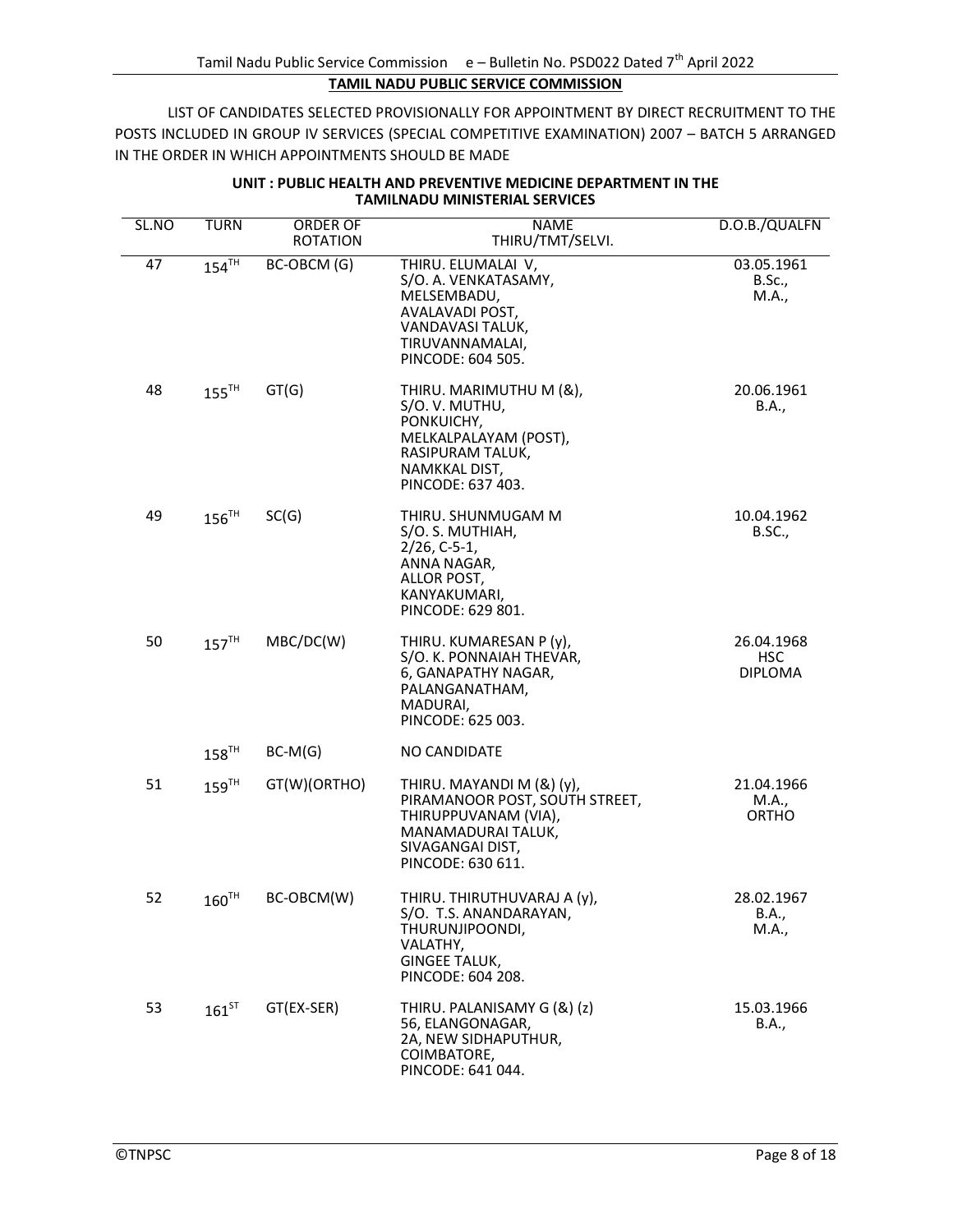**TAMIL NADU PUBLIC SERVICE COMMISSION**

LIST OF CANDIDATES SELECTED PROVISIONALLY FOR APPOINTMENT BY DIRECT RECRUITMENT TO THE POSTS INCLUDED IN GROUP IV SERVICES (SPECIAL COMPETITIVE EXAMINATION) 2007 – BATCH 5 ARRANGED IN THE ORDER IN WHICH APPOINTMENTS SHOULD BE MADE

**UNIT : PUBLIC HEALTH AND PREVENTIVE MEDICINE DEPARTMENT IN THE TAMILNADU MINISTERIAL SERVICES**

| SL.NO | TURN | ORDER OF ROTATION | NAME THIRU/TMT/SELVI. | D.O.B./QUALFN |
|---|---|---|---|---|
| 47 | 154TH | BC-OBCM (G) | THIRU. ELUMALAI V, S/O. A. VENKATASAMY, MELSEMBADU, AVALAVADI POST, VANDAVASI TALUK, TIRUVANNAMALAI, PINCODE: 604 505. | 03.05.1961 B.Sc., M.A., |
| 48 | 155TH | GT(G) | THIRU. MARIMUTHU M (&), S/O. V. MUTHU, PONKUICHY, MELKALPALAYAM (POST), RASIPURAM TALUK, NAMKKAL DIST, PINCODE: 637 403. | 20.06.1961 B.A., |
| 49 | 156TH | SC(G) | THIRU. SHUNMUGAM M S/O. S. MUTHIAH, 2/26, C-5-1, ANNA NAGAR, ALLOR POST, KANYAKUMARI, PINCODE: 629 801. | 10.04.1962 B.SC., |
| 50 | 157TH | MBC/DC(W) | THIRU. KUMARESAN P (y), S/O. K. PONNAIAH THEVAR, 6, GANAPATHY NAGAR, PALANGANATHAM, MADURAI, PINCODE: 625 003. | 26.04.1968 HSC DIPLOMA |
| | 158TH | BC-M(G) | NO CANDIDATE | |
| 51 | 159TH | GT(W)(ORTHO) | THIRU. MAYANDI M (&) (y), PIRAMANOOR POST, SOUTH STREET, THIRUPPUVANAM (VIA), MANAMADURAI TALUK, SIVAGANGAI DIST, PINCODE: 630 611. | 21.04.1966 M.A., ORTHO |
| 52 | 160TH | BC-OBCM(W) | THIRU. THIRUTHUVARAJ A (y), S/O. T.S. ANANDARAYAN, THURUNJIPOONDI, VALATHY, GINGEE TALUK, PINCODE: 604 208. | 28.02.1967 B.A., M.A., |
| 53 | 161ST | GT(EX-SER) | THIRU. PALANISAMY G (&) (z) 56, ELANGONAGAR, 2A, NEW SIDHAPUTHUR, COIMBATORE, PINCODE: 641 044. | 15.03.1966 B.A., |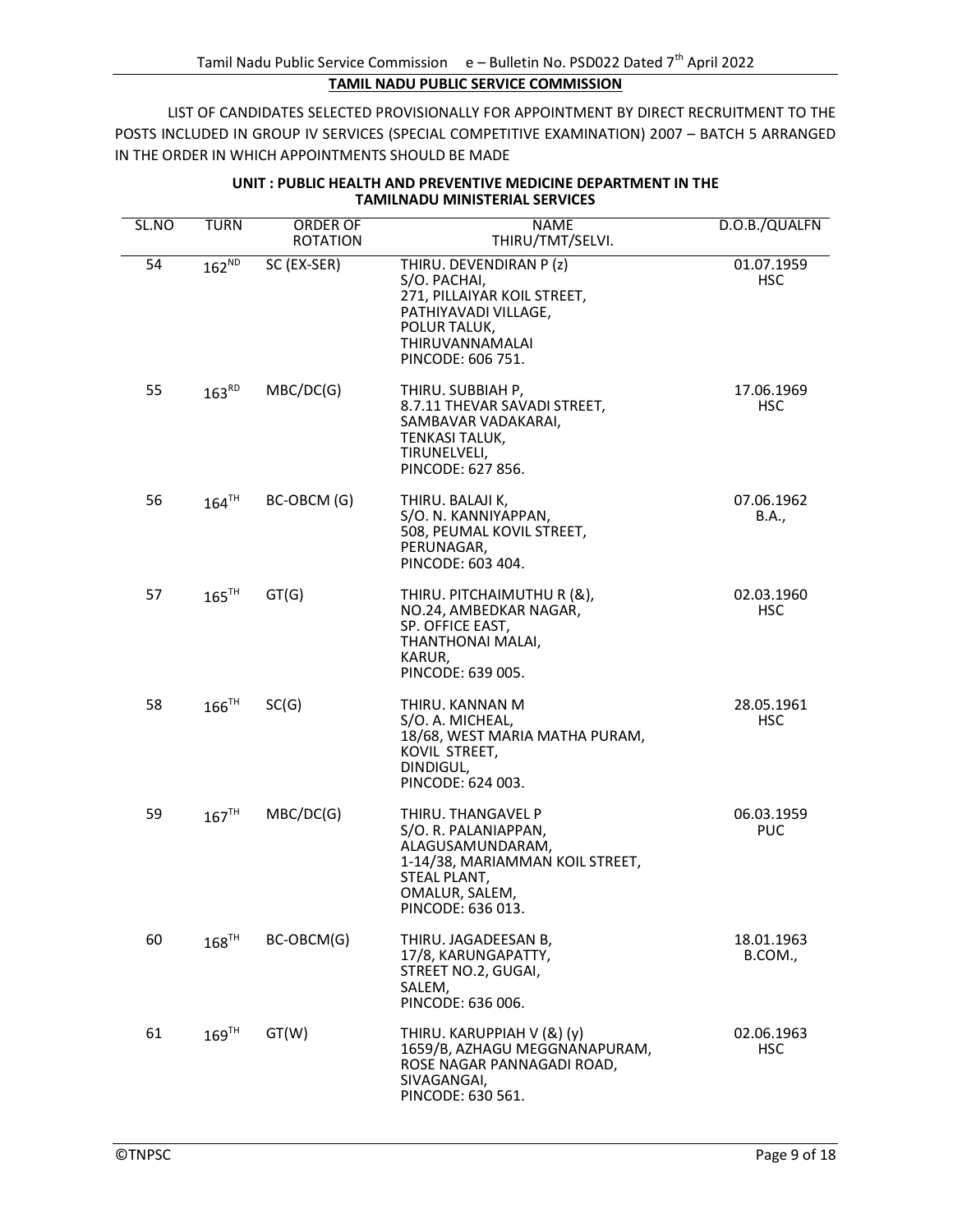**TAMIL NADU PUBLIC SERVICE COMMISSION**

LIST OF CANDIDATES SELECTED PROVISIONALLY FOR APPOINTMENT BY DIRECT RECRUITMENT TO THE POSTS INCLUDED IN GROUP IV SERVICES (SPECIAL COMPETITIVE EXAMINATION) 2007 – BATCH 5 ARRANGED IN THE ORDER IN WHICH APPOINTMENTS SHOULD BE MADE

**UNIT : PUBLIC HEALTH AND PREVENTIVE MEDICINE DEPARTMENT IN THE TAMILNADU MINISTERIAL SERVICES**

| SL.NO | TURN | ORDER OF ROTATION | NAME THIRU/TMT/SELVI. | D.O.B./QUALFN |
|---|---|---|---|---|
| 54 | 162ND | SC (EX-SER) | THIRU. DEVENDIRAN P (z)<br>S/O. PACHAI,<br>271, PILLAIYAR KOIL STREET,<br>PATHIYAVADI VILLAGE,<br>POLUR TALUK,<br>THIRUVANNAMALAI<br>PINCODE: 606 751. | 01.07.1959<br>HSC |
| 55 | 163RD | MBC/DC(G) | THIRU. SUBBIAH P,<br>8.7.11 THEVAR SAVADI STREET,<br>SAMBAVAR VADAKARAI,<br>TENKASI TALUK,<br>TIRUNELVELI,<br>PINCODE: 627 856. | 17.06.1969<br>HSC |
| 56 | 164TH | BC-OBCM (G) | THIRU. BALAJI K,<br>S/O. N. KANNIYAPPAN,<br>508, PEUMAL KOVIL STREET,<br>PERUNAGAR,<br>PINCODE: 603 404. | 07.06.1962<br>B.A., |
| 57 | 165TH | GT(G) | THIRU. PITCHAIMUTHU R (&),<br>NO.24, AMBEDKAR NAGAR,<br>SP. OFFICE EAST,<br>THANTHONAI MALAI,<br>KARUR,<br>PINCODE: 639 005. | 02.03.1960<br>HSC |
| 58 | 166TH | SC(G) | THIRU. KANNAN M<br>S/O. A. MICHEAL,<br>18/68, WEST MARIA MATHA PURAM,<br>KOVIL STREET,<br>DINDIGUL,<br>PINCODE: 624 003. | 28.05.1961<br>HSC |
| 59 | 167TH | MBC/DC(G) | THIRU. THANGAVEL P<br>S/O. R. PALANIAPPAN,<br>ALAGUSAMUNDARAM,<br>1-14/38, MARIAMMAN KOIL STREET,<br>STEAL PLANT,<br>OMALUR, SALEM,<br>PINCODE: 636 013. | 06.03.1959<br>PUC |
| 60 | 168TH | BC-OBCM(G) | THIRU. JAGADEESAN B,<br>17/8, KARUNGAPATTY,<br>STREET NO.2, GUGAI,<br>SALEM,<br>PINCODE: 636 006. | 18.01.1963<br>B.COM., |
| 61 | 169TH | GT(W) | THIRU. KARUPPIAH V (&) (y)<br>1659/B, AZHAGU MEGGNANAPURAM,<br>ROSE NAGAR PANNAGADI ROAD,<br>SIVAGANGAI,<br>PINCODE: 630 561. | 02.06.1963<br>HSC |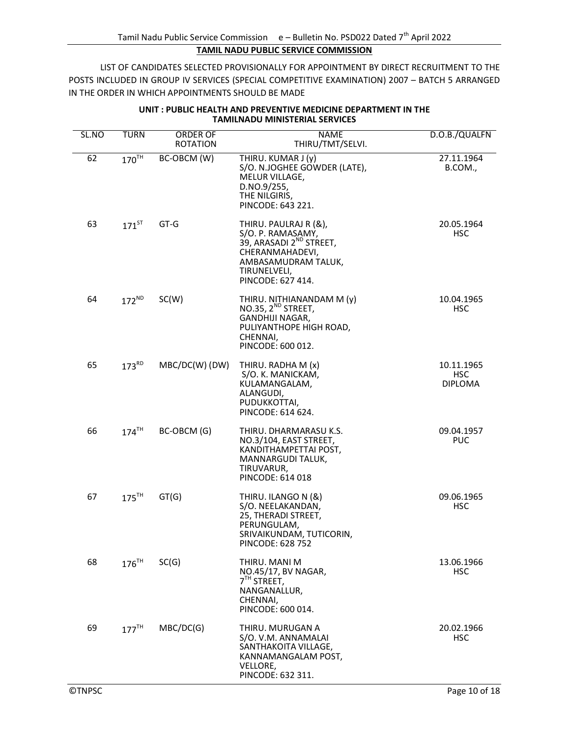## TAMIL NADU PUBLIC SERVICE COMMISSION

LIST OF CANDIDATES SELECTED PROVISIONALLY FOR APPOINTMENT BY DIRECT RECRUITMENT TO THE POSTS INCLUDED IN GROUP IV SERVICES (SPECIAL COMPETITIVE EXAMINATION) 2007 – BATCH 5 ARRANGED IN THE ORDER IN WHICH APPOINTMENTS SHOULD BE MADE

### UNIT : PUBLIC HEALTH AND PREVENTIVE MEDICINE DEPARTMENT IN THE TAMILNADU MINISTERIAL SERVICES

| SL.NO | TURN | ORDER OF ROTATION | NAME THIRU/TMT/SELVI. | D.O.B./QUALFN |
|---|---|---|---|---|
| 62 | 170TH | BC-OBCM (W) | THIRU. KUMAR J (y)<br>S/O. N.JOGHEE GOWDER (LATE),<br>MELUR VILLAGE,<br>D.NO.9/255,<br>THE NILGIRIS,<br>PINCODE: 643 221. | 27.11.1964<br>B.COM., |
| 63 | 171ST | GT-G | THIRU. PAULRAJ R (&),<br>S/O. P. RAMASAMY,<br>39, ARASADI 2ND STREET,<br>CHERANMAHADEVI,<br>AMBASAMUDRAM TALUK,<br>TIRUNELVELI,<br>PINCODE: 627 414. | 20.05.1964<br>HSC |
| 64 | 172ND | SC(W) | THIRU. NITHIANANDAM M (y)<br>NO.35, 2ND STREET,<br>GANDHIJI NAGAR,<br>PULIYANTHOPE HIGH ROAD,<br>CHENNAI,<br>PINCODE: 600 012. | 10.04.1965<br>HSC |
| 65 | 173RD | MBC/DC(W) (DW) | THIRU. RADHA M (x)<br>S/O. K. MANICKAM,<br>KULAMANGALAM,<br>ALANGUDI,<br>PUDUKKOTTAI,<br>PINCODE: 614 624. | 10.11.1965<br>HSC<br>DIPLOMA |
| 66 | 174TH | BC-OBCM (G) | THIRU. DHARMARASU K.S.<br>NO.3/104, EAST STREET,<br>KANDITHAMPETTAI POST,<br>MANNARGUDI TALUK,<br>TIRUVARUR,<br>PINCODE: 614 018 | 09.04.1957<br>PUC |
| 67 | 175TH | GT(G) | THIRU. ILANGO N (&)<br>S/O. NEELAKANDAN,<br>25, THERADI STREET,<br>PERUNGULAM,<br>SRIVAIKUNDAM, TUTICORIN,<br>PINCODE: 628 752 | 09.06.1965<br>HSC |
| 68 | 176TH | SC(G) | THIRU. MANI M<br>NO.45/17, BV NAGAR,<br>7TH STREET,<br>NANGANALLUR,<br>CHENNAI,<br>PINCODE: 600 014. | 13.06.1966<br>HSC |
| 69 | 177TH | MBC/DC(G) | THIRU. MURUGAN A<br>S/O. V.M. ANNAMALAI<br>SANTHAKOITA VILLAGE,<br>KANNAMANGALAM POST,<br>VELLORE,<br>PINCODE: 632 311. | 20.02.1966<br>HSC |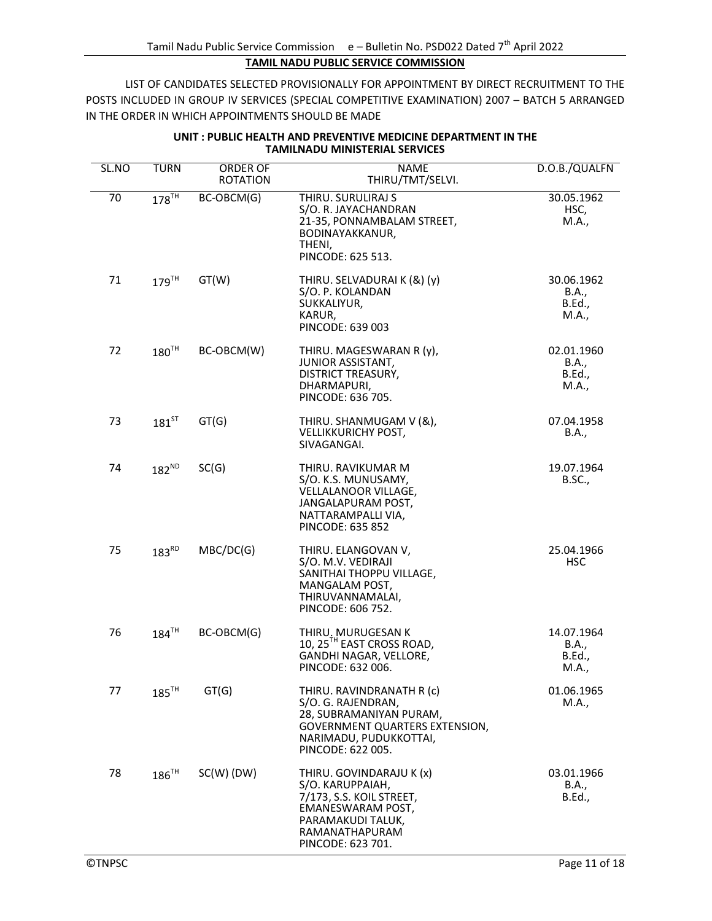## TAMIL NADU PUBLIC SERVICE COMMISSION

LIST OF CANDIDATES SELECTED PROVISIONALLY FOR APPOINTMENT BY DIRECT RECRUITMENT TO THE POSTS INCLUDED IN GROUP IV SERVICES (SPECIAL COMPETITIVE EXAMINATION) 2007 – BATCH 5 ARRANGED IN THE ORDER IN WHICH APPOINTMENTS SHOULD BE MADE

### UNIT : PUBLIC HEALTH AND PREVENTIVE MEDICINE DEPARTMENT IN THE TAMILNADU MINISTERIAL SERVICES

| SL.NO | TURN | ORDER OF ROTATION | NAME THIRU/TMT/SELVI. | D.O.B./QUALFN |
|---|---|---|---|---|
| 70 | 178TH | BC-OBCM(G) | THIRU. SURULIRAJ S<br>S/O. R. JAYACHANDRAN<br>21-35, PONNAMBALAM STREET,<br>BODINAYAKKANUR,<br>THENI,<br>PINCODE: 625 513. | 30.05.1962<br>HSC,<br>M.A., |
| 71 | 179TH | GT(W) | THIRU. SELVADURAI K (&) (y)<br>S/O. P. KOLANDAN<br>SUKKALIYUR,<br>KARUR,<br>PINCODE: 639 003 | 30.06.1962<br>B.A.,<br>B.Ed.,<br>M.A., |
| 72 | 180TH | BC-OBCM(W) | THIRU. MAGESWARAN R (y),<br>JUNIOR ASSISTANT,<br>DISTRICT TREASURY,<br>DHARMAPURI,<br>PINCODE: 636 705. | 02.01.1960<br>B.A.,<br>B.Ed.,<br>M.A., |
| 73 | 181ST | GT(G) | THIRU. SHANMUGAM V (&),<br>VELLIKKURICHY POST,<br>SIVAGANGAI. | 07.04.1958<br>B.A., |
| 74 | 182ND | SC(G) | THIRU. RAVIKUMAR M<br>S/O. K.S. MUNUSAMY,<br>VELLALANOOR VILLAGE,<br>JANGALAPURAM POST,<br>NATTARAMPALLI VIA,<br>PINCODE: 635 852 | 19.07.1964<br>B.SC., |
| 75 | 183RD | MBC/DC(G) | THIRU. ELANGOVAN V,<br>S/O. M.V. VEDIRAJI<br>SANITHAI THOPPU VILLAGE,<br>MANGALAM POST,<br>THIRUVANNAMALAI,<br>PINCODE: 606 752. | 25.04.1966<br>HSC |
| 76 | 184TH | BC-OBCM(G) | THIRU. MURUGESAN K<br>10, 25TH EAST CROSS ROAD,<br>GANDHI NAGAR, VELLORE,<br>PINCODE: 632 006. | 14.07.1964<br>B.A.,<br>B.Ed.,<br>M.A., |
| 77 | 185TH | GT(G) | THIRU. RAVINDRANATH R (c)<br>S/O. G. RAJENDRAN,<br>28, SUBRAMANIYAN PURAM,<br>GOVERNMENT QUARTERS EXTENSION,<br>NARIMADU, PUDUKKOTTAI,<br>PINCODE: 622 005. | 01.06.1965<br>M.A., |
| 78 | 186TH | SC(W) (DW) | THIRU. GOVINDARAJU K (x)<br>S/O. KARUPPAIAH,<br>7/173, S.S. KOIL STREET,<br>EMANESWARAM POST,<br>PARAMAKUDI TALUK,<br>RAMANATHAPURAM<br>PINCODE: 623 701. | 03.01.1966<br>B.A.,<br>B.Ed., |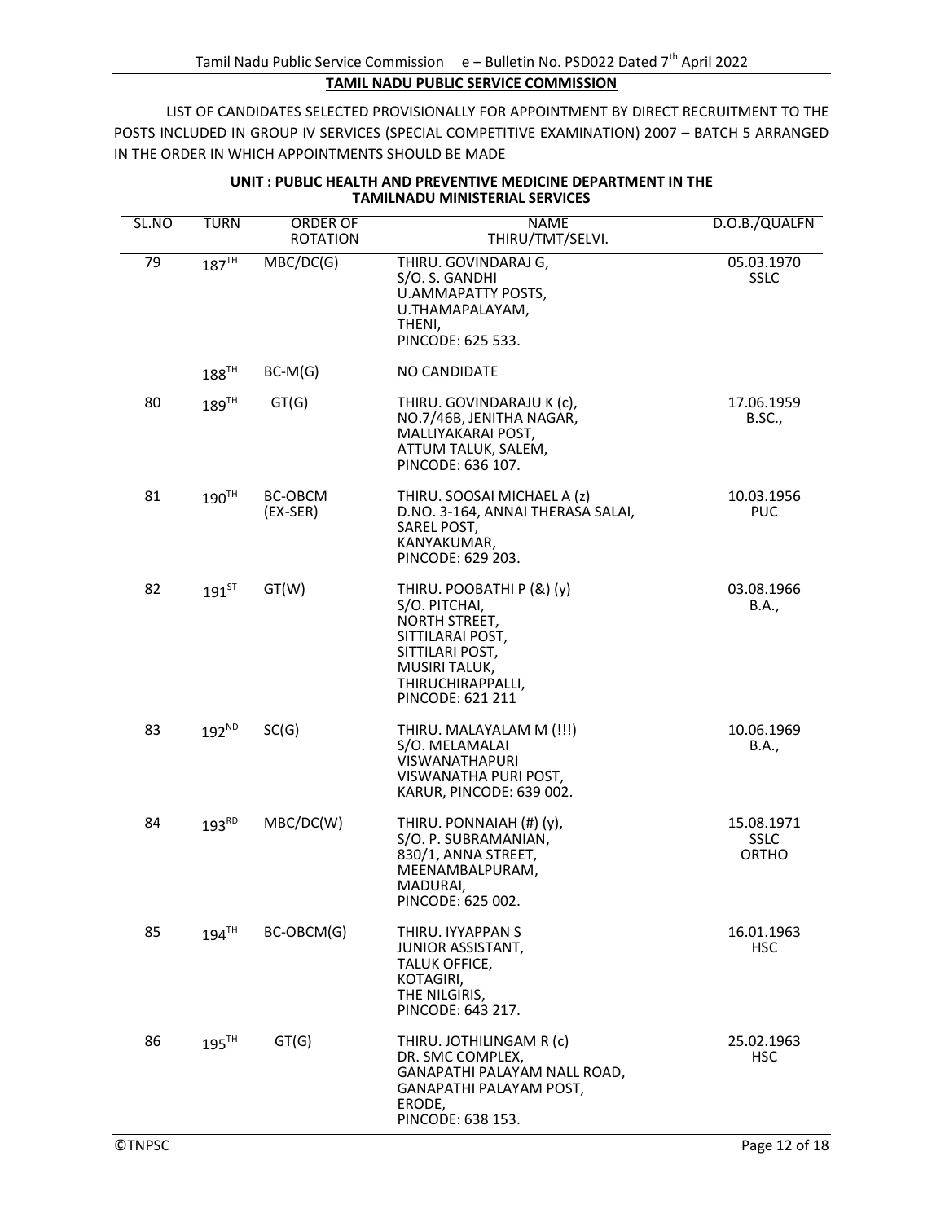## TAMIL NADU PUBLIC SERVICE COMMISSION

LIST OF CANDIDATES SELECTED PROVISIONALLY FOR APPOINTMENT BY DIRECT RECRUITMENT TO THE POSTS INCLUDED IN GROUP IV SERVICES (SPECIAL COMPETITIVE EXAMINATION) 2007 – BATCH 5 ARRANGED IN THE ORDER IN WHICH APPOINTMENTS SHOULD BE MADE

### UNIT : PUBLIC HEALTH AND PREVENTIVE MEDICINE DEPARTMENT IN THE TAMILNADU MINISTERIAL SERVICES

| SL.NO | TURN | ORDER OF ROTATION | NAME THIRU/TMT/SELVI. | D.O.B./QUALFN |
|---|---|---|---|---|
| 79 | 187TH | MBC/DC(G) | THIRU. GOVINDARAJ G, S/O. S. GANDHI U.AMMAPATTY POSTS, U.THAMAPALAYAM, THENI, PINCODE: 625 533. | 05.03.1970 SSLC |
| | 188TH | BC-M(G) | NO CANDIDATE | |
| 80 | 189TH | GT(G) | THIRU. GOVINDARAJU K (c), NO.7/46B, JENITHA NAGAR, MALLIYAKARAI POST, ATTUM TALUK, SALEM, PINCODE: 636 107. | 17.06.1959 B.SC., |
| 81 | 190TH | BC-OBCM (EX-SER) | THIRU. SOOSAI MICHAEL A (z) D.NO. 3-164, ANNAI THERASA SALAI, SAREL POST, KANYAKUMAR, PINCODE: 629 203. | 10.03.1956 PUC |
| 82 | 191ST | GT(W) | THIRU. POOBATHI P (&) (y) S/O. PITCHAI, NORTH STREET, SITTILARAI POST, SITTILARI POST, MUSIRI TALUK, THIRUCHIRAPPALLI, PINCODE: 621 211 | 03.08.1966 B.A., |
| 83 | 192ND | SC(G) | THIRU. MALAYALAM M (!!!) S/O. MELAMALAI VISWANATHAPURI VISWANATHA PURI POST, KARUR, PINCODE: 639 002. | 10.06.1969 B.A., |
| 84 | 193RD | MBC/DC(W) | THIRU. PONNAIAH (#) (y), S/O. P. SUBRAMANIAN, 830/1, ANNA STREET, MEENAMBALPURAM, MADURAI, PINCODE: 625 002. | 15.08.1971 SSLC ORTHO |
| 85 | 194TH | BC-OBCM(G) | THIRU. IYYAPPAN S JUNIOR ASSISTANT, TALUK OFFICE, KOTAGIRI, THE NILGIRIS, PINCODE: 643 217. | 16.01.1963 HSC |
| 86 | 195TH | GT(G) | THIRU. JOTHILINGAM R (c) DR. SMC COMPLEX, GANAPATHI PALAYAM NALL ROAD, GANAPATHI PALAYAM POST, ERODE, PINCODE: 638 153. | 25.02.1963 HSC |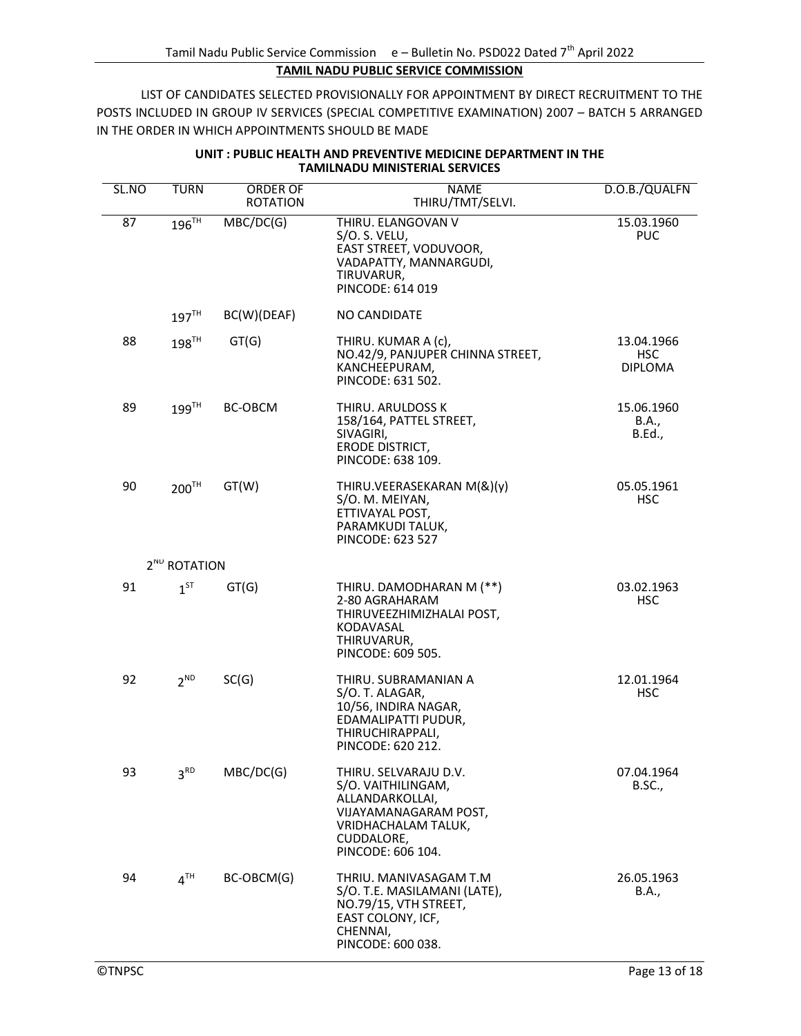**TAMIL NADU PUBLIC SERVICE COMMISSION**

LIST OF CANDIDATES SELECTED PROVISIONALLY FOR APPOINTMENT BY DIRECT RECRUITMENT TO THE POSTS INCLUDED IN GROUP IV SERVICES (SPECIAL COMPETITIVE EXAMINATION) 2007 – BATCH 5 ARRANGED IN THE ORDER IN WHICH APPOINTMENTS SHOULD BE MADE

**UNIT : PUBLIC HEALTH AND PREVENTIVE MEDICINE DEPARTMENT IN THE TAMILNADU MINISTERIAL SERVICES**

| SL.NO | TURN | ORDER OF ROTATION | NAME THIRU/TMT/SELVI. | D.O.B./QUALFN |
|---|---|---|---|---|
| 87 | 196TH | MBC/DC(G) | THIRU. ELANGOVAN V<br>S/O. S. VELU,<br>EAST STREET, VODUVOOR,<br>VADAPATTY, MANNARGUDI,<br>TIRUVARUR,<br>PINCODE: 614 019 | 15.03.1960<br>PUC |
| | 197TH | BC(W)(DEAF) | NO CANDIDATE | |
| 88 | 198TH | GT(G) | THIRU. KUMAR A (c),<br>NO.42/9, PANJUPER CHINNA STREET,<br>KANCHEEPURAM,<br>PINCODE: 631 502. | 13.04.1966<br>HSC<br>DIPLOMA |
| 89 | 199TH | BC-OBCM | THIRU. ARULDOSS K<br>158/164, PATTEL STREET,<br>SIVAGIRI,<br>ERODE DISTRICT,<br>PINCODE: 638 109. | 15.06.1960<br>B.A.,<br>B.Ed., |
| 90 | 200TH | GT(W) | THIRU.VEERASEKARAN M(&)(y)<br>S/O. M. MEIYAN,<br>ETTIVAYAL POST,<br>PARAMKUDI TALUK,<br>PINCODE: 623 527 | 05.05.1961<br>HSC |
| | 2ND ROTATION | | | |
| 91 | 1ST | GT(G) | THIRU. DAMODHARAN M (**)<br>2-80 AGRAHARAM<br>THIRUVEEZHIMIZHALAI POST,<br>KODAVASAL<br>THIRUVARUR,<br>PINCODE: 609 505. | 03.02.1963<br>HSC |
| 92 | 2ND | SC(G) | THIRU. SUBRAMANIAN A<br>S/O. T. ALAGAR,<br>10/56, INDIRA NAGAR,<br>EDAMALIPATTI PUDUR,<br>THIRUCHIRAPPALI,<br>PINCODE: 620 212. | 12.01.1964<br>HSC |
| 93 | 3RD | MBC/DC(G) | THIRU. SELVARAJU D.V.<br>S/O. VAITHILINGAM,<br>ALLANDARKOLLAI,<br>VIJAYAMANAGARAM POST,<br>VRIDHACHALAM TALUK,<br>CUDDALORE,<br>PINCODE: 606 104. | 07.04.1964<br>B.SC., |
| 94 | 4TH | BC-OBCM(G) | THRIU. MANIVASAGAM T.M<br>S/O. T.E. MASILAMANI (LATE),<br>NO.79/15, VTH STREET,<br>EAST COLONY, ICF,<br>CHENNAI,<br>PINCODE: 600 038. | 26.05.1963<br>B.A., |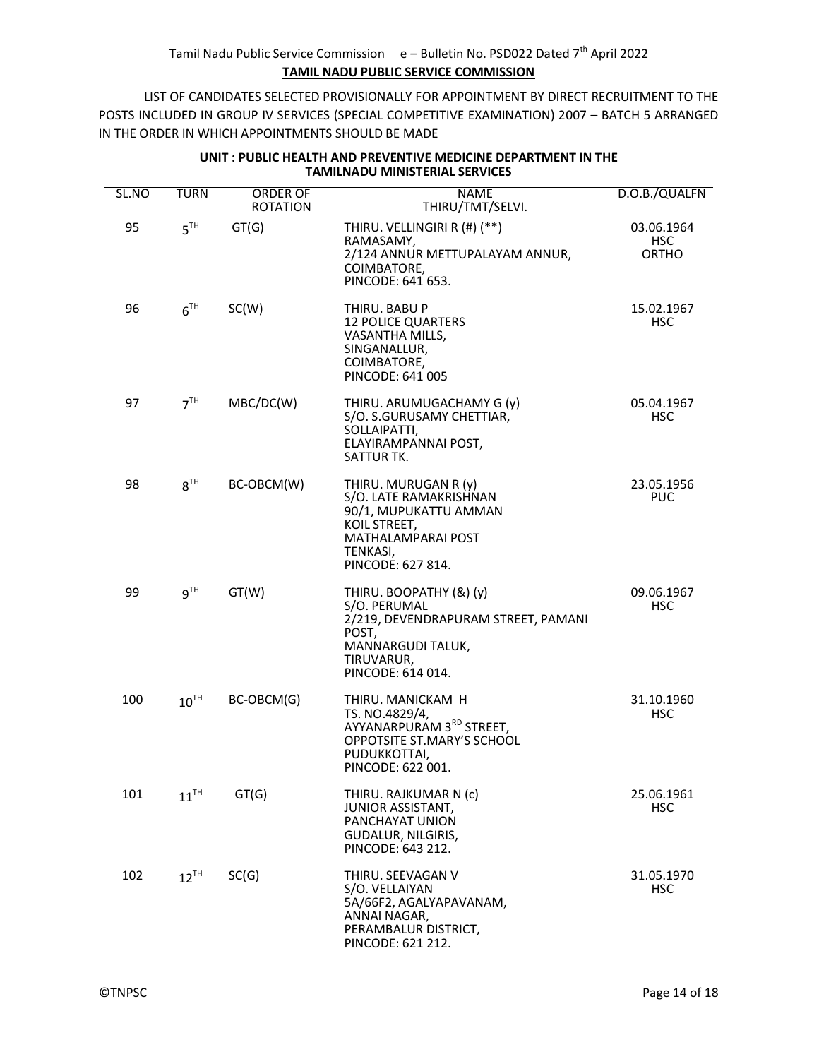**TAMIL NADU PUBLIC SERVICE COMMISSION**

LIST OF CANDIDATES SELECTED PROVISIONALLY FOR APPOINTMENT BY DIRECT RECRUITMENT TO THE POSTS INCLUDED IN GROUP IV SERVICES (SPECIAL COMPETITIVE EXAMINATION) 2007 – BATCH 5 ARRANGED IN THE ORDER IN WHICH APPOINTMENTS SHOULD BE MADE

**UNIT : PUBLIC HEALTH AND PREVENTIVE MEDICINE DEPARTMENT IN THE TAMILNADU MINISTERIAL SERVICES**

| SL.NO | TURN | ORDER OF ROTATION | NAME THIRU/TMT/SELVI. | D.O.B./QUALFN |
|---|---|---|---|---|
| 95 | 5TH | GT(G) | THIRU. VELLINGIRI R (#) (**)<br>RAMASAMY,<br>2/124 ANNUR METTUPALAYAM ANNUR,<br>COIMBATORE,<br>PINCODE: 641 653. | 03.06.1964<br>HSC<br>ORTHO |
| 96 | 6TH | SC(W) | THIRU. BABU P<br>12 POLICE QUARTERS<br>VASANTHA MILLS,<br>SINGANALLUR,<br>COIMBATORE,<br>PINCODE: 641 005 | 15.02.1967<br>HSC |
| 97 | 7TH | MBC/DC(W) | THIRU. ARUMUGACHAMY G (y)<br>S/O. S.GURUSAMY CHETTIAR,<br>SOLLAIPATTI,<br>ELAYIRAMPANNAI POST,<br>SATTUR TK. | 05.04.1967<br>HSC |
| 98 | 8TH | BC-OBCM(W) | THIRU. MURUGAN R (y)<br>S/O. LATE RAMAKRISHNAN<br>90/1, MUPUKATTU AMMAN<br>KOIL STREET,<br>MATHALAMPARAI POST<br>TENKASI,<br>PINCODE: 627 814. | 23.05.1956<br>PUC |
| 99 | 9TH | GT(W) | THIRU. BOOPATHY (&) (y)<br>S/O. PERUMAL<br>2/219, DEVENDRAPURAM STREET, PAMANI POST,<br>MANNARGUDI TALUK,<br>TIRUVARUR,<br>PINCODE: 614 014. | 09.06.1967<br>HSC |
| 100 | 10TH | BC-OBCM(G) | THIRU. MANICKAM H<br>TS. NO.4829/4,<br>AYYANARPURAM 3RD STREET,<br>OPPOTSITE ST.MARY'S SCHOOL<br>PUDUKKOTTAI,<br>PINCODE: 622 001. | 31.10.1960<br>HSC |
| 101 | 11TH | GT(G) | THIRU. RAJKUMAR N (c)<br>JUNIOR ASSISTANT,<br>PANCHAYAT UNION<br>GUDALUR, NILGIRIS,<br>PINCODE: 643 212. | 25.06.1961<br>HSC |
| 102 | 12TH | SC(G) | THIRU. SEEVAGAN V<br>S/O. VELLAIYAN<br>5A/66F2, AGALYAPAVANAM,<br>ANNAI NAGAR,<br>PERAMBALUR DISTRICT,<br>PINCODE: 621 212. | 31.05.1970<br>HSC |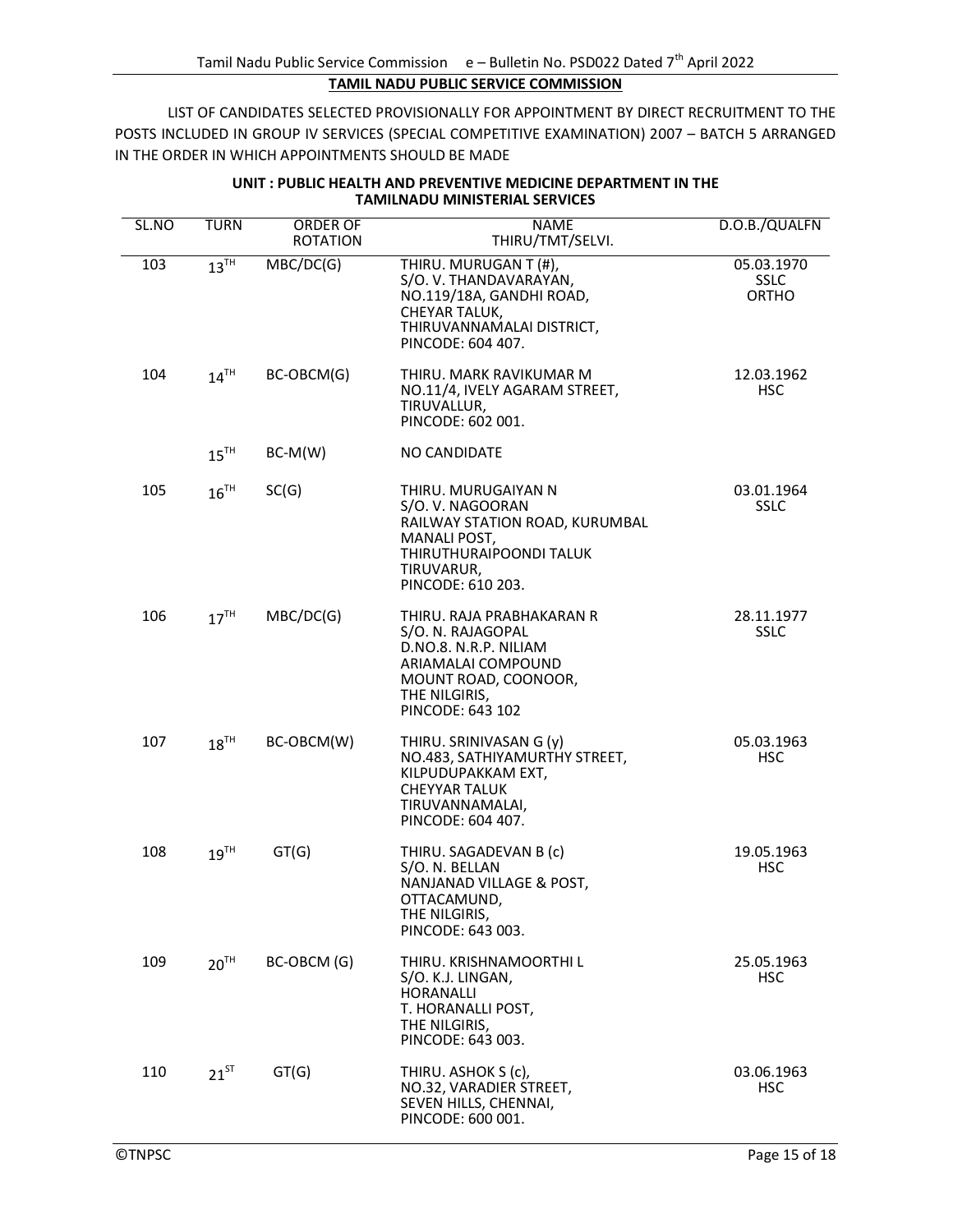**TAMIL NADU PUBLIC SERVICE COMMISSION**

LIST OF CANDIDATES SELECTED PROVISIONALLY FOR APPOINTMENT BY DIRECT RECRUITMENT TO THE POSTS INCLUDED IN GROUP IV SERVICES (SPECIAL COMPETITIVE EXAMINATION) 2007 – BATCH 5 ARRANGED IN THE ORDER IN WHICH APPOINTMENTS SHOULD BE MADE

**UNIT : PUBLIC HEALTH AND PREVENTIVE MEDICINE DEPARTMENT IN THE TAMILNADU MINISTERIAL SERVICES**

| SL.NO | TURN | ORDER OF ROTATION | NAME THIRU/TMT/SELVI. | D.O.B./QUALFN |
|---|---|---|---|---|
| 103 | 13TH | MBC/DC(G) | THIRU. MURUGAN T (#), S/O. V. THANDAVARAYAN, NO.119/18A, GANDHI ROAD, CHEYAR TALUK, THIRUVANNAMALAI DISTRICT, PINCODE: 604 407. | 05.03.1970 SSLC ORTHO |
| 104 | 14TH | BC-OBCM(G) | THIRU. MARK RAVIKUMAR M NO.11/4, IVELY AGARAM STREET, TIRUVALLUR, PINCODE: 602 001. | 12.03.1962 HSC |
| | 15TH | BC-M(W) | NO CANDIDATE | |
| 105 | 16TH | SC(G) | THIRU. MURUGAIYAN N S/O. V. NAGOORAN RAILWAY STATION ROAD, KURUMBAL MANALI POST, THIRUTHURAIPOONDI TALUK TIRUVARUR, PINCODE: 610 203. | 03.01.1964 SSLC |
| 106 | 17TH | MBC/DC(G) | THIRU. RAJA PRABHAKARAN R S/O. N. RAJAGOPAL D.NO.8. N.R.P. NILIAM ARIAMALAI COMPOUND MOUNT ROAD, COONOOR, THE NILGIRIS, PINCODE: 643 102 | 28.11.1977 SSLC |
| 107 | 18TH | BC-OBCM(W) | THIRU. SRINIVASAN G (y) NO.483, SATHIYAMURTHY STREET, KILPUDUPAKKAM EXT, CHEYYAR TALUK TIRUVANNAMALAI, PINCODE: 604 407. | 05.03.1963 HSC |
| 108 | 19TH | GT(G) | THIRU. SAGADEVAN B (c) S/O. N. BELLAN NANJANAD VILLAGE & POST, OTTACAMUND, THE NILGIRIS, PINCODE: 643 003. | 19.05.1963 HSC |
| 109 | 20TH | BC-OBCM (G) | THIRU. KRISHNAMOORTHI L S/O. K.J. LINGAN, HORANALLI T. HORANALLI POST, THE NILGIRIS, PINCODE: 643 003. | 25.05.1963 HSC |
| 110 | 21ST | GT(G) | THIRU. ASHOK S (c), NO.32, VARADIER STREET, SEVEN HILLS, CHENNAI, PINCODE: 600 001. | 03.06.1963 HSC |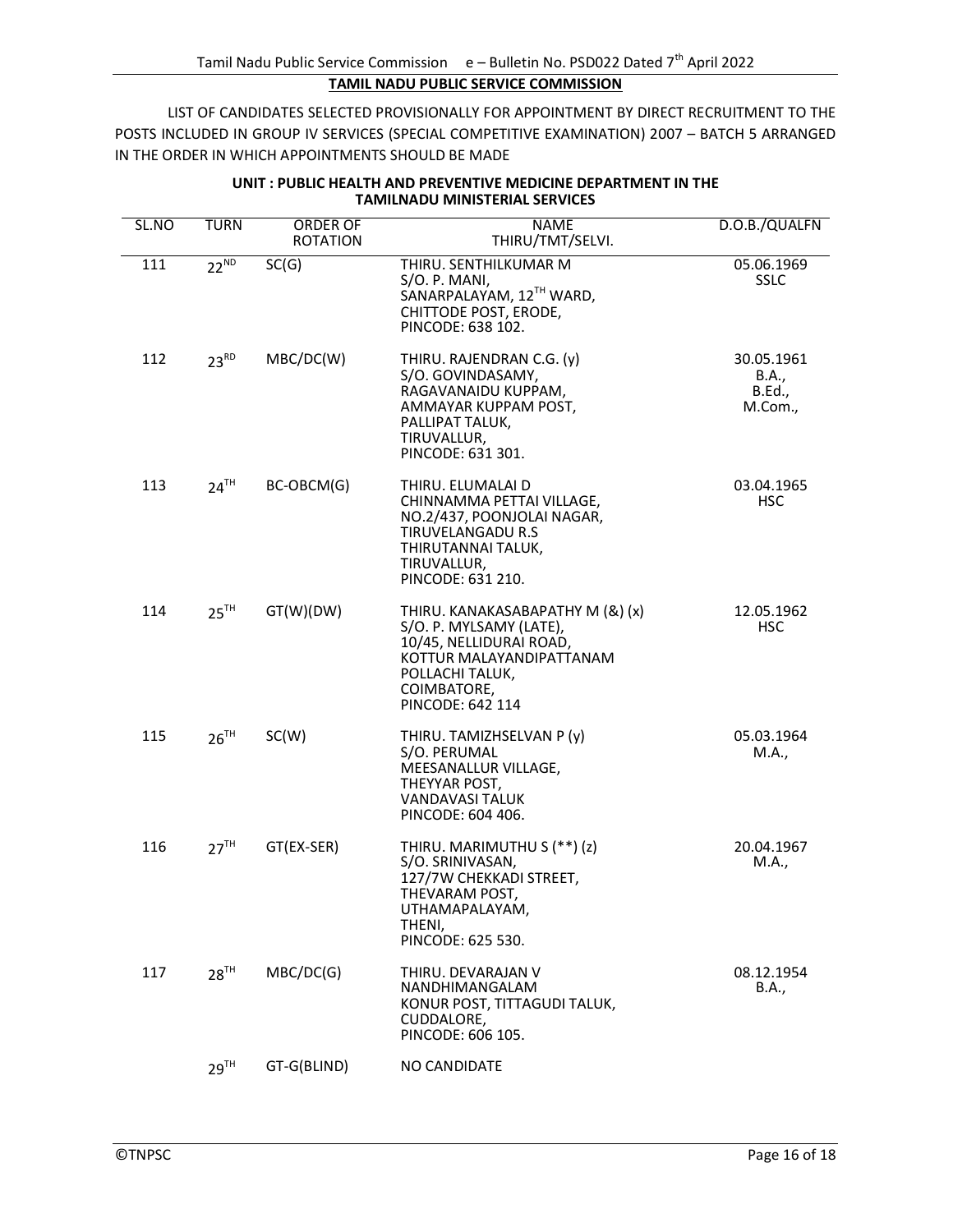## TAMIL NADU PUBLIC SERVICE COMMISSION

LIST OF CANDIDATES SELECTED PROVISIONALLY FOR APPOINTMENT BY DIRECT RECRUITMENT TO THE POSTS INCLUDED IN GROUP IV SERVICES (SPECIAL COMPETITIVE EXAMINATION) 2007 – BATCH 5 ARRANGED IN THE ORDER IN WHICH APPOINTMENTS SHOULD BE MADE

### UNIT : PUBLIC HEALTH AND PREVENTIVE MEDICINE DEPARTMENT IN THE TAMILNADU MINISTERIAL SERVICES

| SL.NO | TURN | ORDER OF ROTATION | NAME THIRU/TMT/SELVI. | D.O.B./QUALFN |
|---|---|---|---|---|
| 111 | 22ND | SC(G) | THIRU. SENTHILKUMAR M<br>S/O. P. MANI,<br>SANARPALAYAM, 12TH WARD,<br>CHITTODE POST, ERODE,<br>PINCODE: 638 102. | 05.06.1969<br>SSLC |
| 112 | 23RD | MBC/DC(W) | THIRU. RAJENDRAN C.G. (y)<br>S/O. GOVINDASAMY,<br>RAGAVANAIDU KUPPAM,<br>AMMAYAR KUPPAM POST,<br>PALLIPAT TALUK,<br>TIRUVALLUR,<br>PINCODE: 631 301. | 30.05.1961<br>B.A.,<br>B.Ed.,<br>M.Com., |
| 113 | 24TH | BC-OBCM(G) | THIRU. ELUMALAI D<br>CHINNAMMA PETTAI VILLAGE,<br>NO.2/437, POONJOLAI NAGAR,<br>TIRUVELANGADU R.S<br>THIRUTANNAI TALUK,<br>TIRUVALLUR,<br>PINCODE: 631 210. | 03.04.1965<br>HSC |
| 114 | 25TH | GT(W)(DW) | THIRU. KANAKASABAPATHY M (&) (x)<br>S/O. P. MYLSAMY (LATE),<br>10/45, NELLIDURAI ROAD,<br>KOTTUR MALAYANDIPATTANAM<br>POLLACHI TALUK,<br>COIMBATORE,<br>PINCODE: 642 114 | 12.05.1962<br>HSC |
| 115 | 26TH | SC(W) | THIRU. TAMIZHSELVAN P (y)<br>S/O. PERUMAL<br>MEESANALLUR VILLAGE,<br>THEYYAR POST,<br>VANDAVASI TALUK<br>PINCODE: 604 406. | 05.03.1964<br>M.A., |
| 116 | 27TH | GT(EX-SER) | THIRU. MARIMUTHU S (**) (z)<br>S/O. SRINIVASAN,<br>127/7W CHEKKADI STREET,<br>THEVARAM POST,<br>UTHAMAPALAYAM,<br>THENI,<br>PINCODE: 625 530. | 20.04.1967<br>M.A., |
| 117 | 28TH | MBC/DC(G) | THIRU. DEVARAJAN V<br>NANDHIMANGALAM<br>KONUR POST, TITTAGUDI TALUK,<br>CUDDALORE,<br>PINCODE: 606 105. | 08.12.1954<br>B.A., |
| | 29TH | GT-G(BLIND) | NO CANDIDATE | |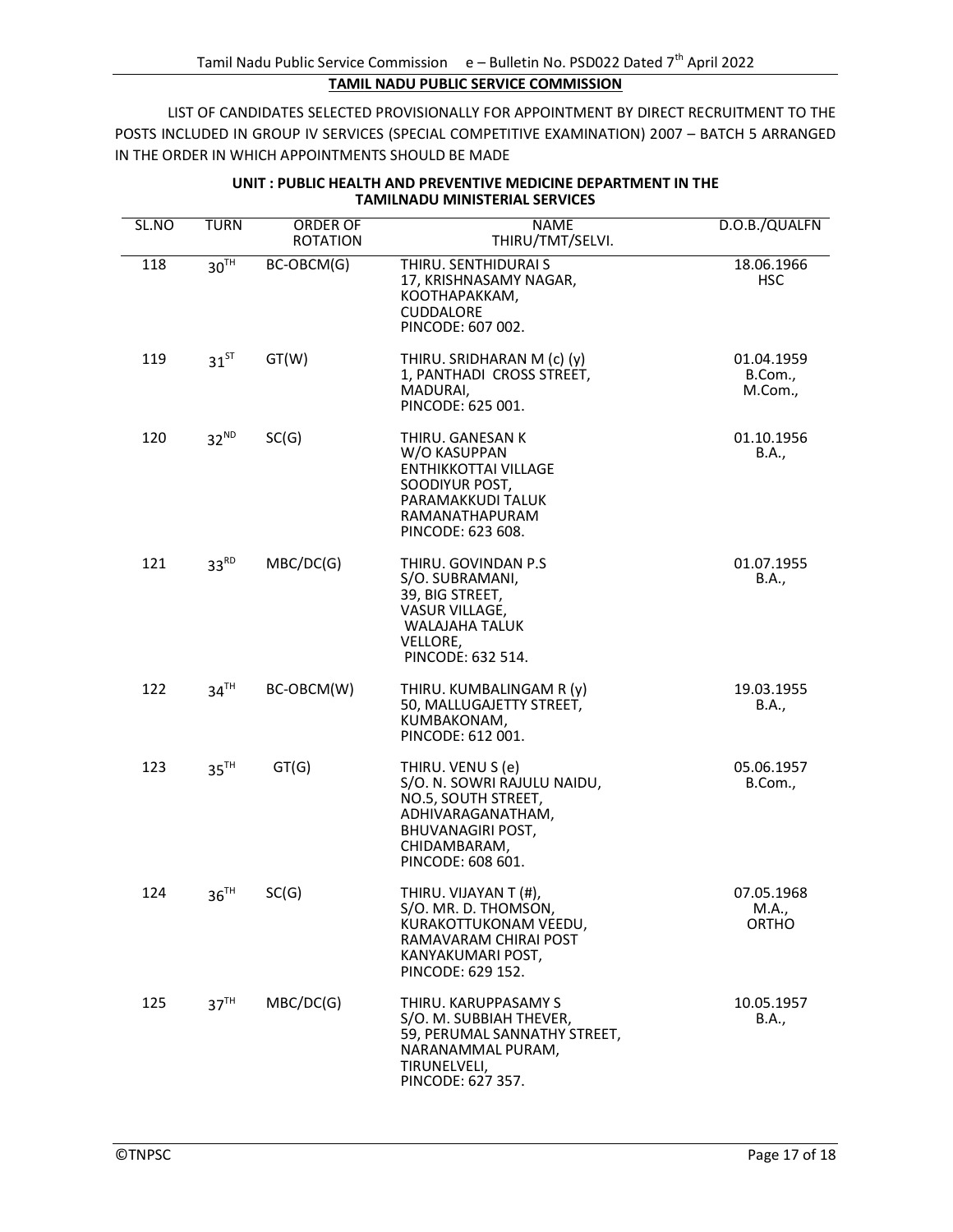## TAMIL NADU PUBLIC SERVICE COMMISSION

LIST OF CANDIDATES SELECTED PROVISIONALLY FOR APPOINTMENT BY DIRECT RECRUITMENT TO THE POSTS INCLUDED IN GROUP IV SERVICES (SPECIAL COMPETITIVE EXAMINATION) 2007 – BATCH 5 ARRANGED IN THE ORDER IN WHICH APPOINTMENTS SHOULD BE MADE

### UNIT : PUBLIC HEALTH AND PREVENTIVE MEDICINE DEPARTMENT IN THE TAMILNADU MINISTERIAL SERVICES

| SL.NO | TURN | ORDER OF ROTATION | NAME THIRU/TMT/SELVI. | D.O.B./QUALFN |
|---|---|---|---|---|
| 118 | 30TH | BC-OBCM(G) | THIRU. SENTHIDURAI S<br>17, KRISHNASAMY NAGAR,<br>KOOTHAPAKKAM,<br>CUDDALORE<br>PINCODE: 607 002. | 18.06.1966<br>HSC |
| 119 | 31ST | GT(W) | THIRU. SRIDHARAN M (c) (y)<br>1, PANTHADI CROSS STREET,<br>MADURAI,<br>PINCODE: 625 001. | 01.04.1959<br>B.Com.,<br>M.Com., |
| 120 | 32ND | SC(G) | THIRU. GANESAN K<br>W/O KASUPPAN<br>ENTHIKKOTTAI VILLAGE<br>SOODIYUR POST,<br>PARAMAKKUDI TALUK<br>RAMANATHAPURAM<br>PINCODE: 623 608. | 01.10.1956<br>B.A., |
| 121 | 33RD | MBC/DC(G) | THIRU. GOVINDAN P.S<br>S/O. SUBRAMANI,<br>39, BIG STREET,<br>VASUR VILLAGE,<br>WALAJAHA TALUK<br>VELLORE,<br>PINCODE: 632 514. | 01.07.1955<br>B.A., |
| 122 | 34TH | BC-OBCM(W) | THIRU. KUMBALINGAM R (y)<br>50, MALLUGAJETTY STREET,<br>KUMBAKONAM,<br>PINCODE: 612 001. | 19.03.1955<br>B.A., |
| 123 | 35TH | GT(G) | THIRU. VENU S (e)<br>S/O. N. SOWRI RAJULU NAIDU,<br>NO.5, SOUTH STREET,<br>ADHIVARAGANATHAM,<br>BHUVANAGIRI POST,<br>CHIDAMBARAM,<br>PINCODE: 608 601. | 05.06.1957<br>B.Com., |
| 124 | 36TH | SC(G) | THIRU. VIJAYAN T (#),<br>S/O. MR. D. THOMSON,<br>KURAKOTTUKONAM VEEDU,<br>RAMAVARAM CHIRAI POST<br>KANYAKUMARI POST,<br>PINCODE: 629 152. | 07.05.1968<br>M.A.,<br>ORTHO |
| 125 | 37TH | MBC/DC(G) | THIRU. KARUPPASAMY S<br>S/O. M. SUBBIAH THEVER,<br>59, PERUMAL SANNATHY STREET,<br>NARANAMMAL PURAM,<br>TIRUNELVELI,<br>PINCODE: 627 357. | 10.05.1957<br>B.A., |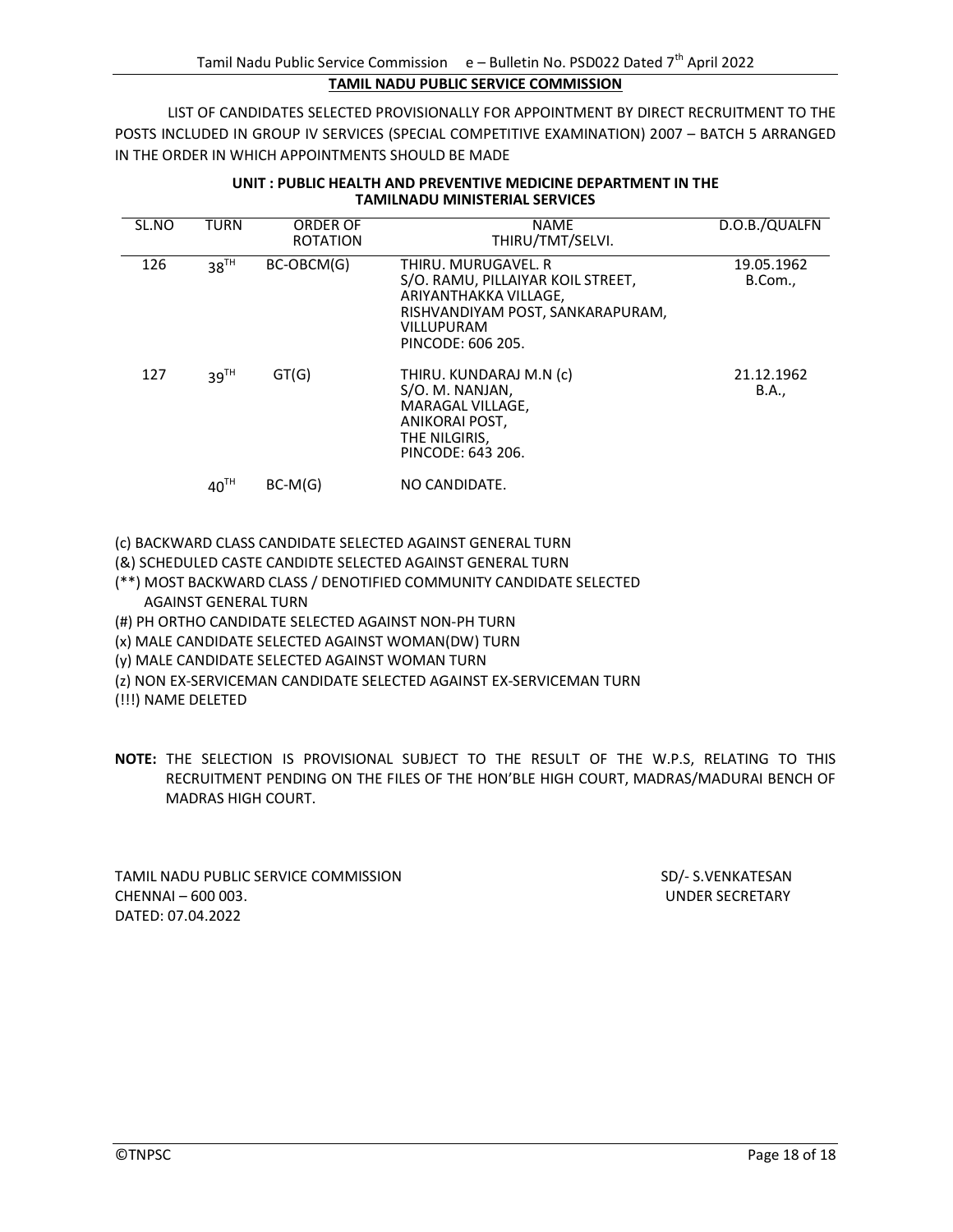**TAMIL NADU PUBLIC SERVICE COMMISSION**

LIST OF CANDIDATES SELECTED PROVISIONALLY FOR APPOINTMENT BY DIRECT RECRUITMENT TO THE POSTS INCLUDED IN GROUP IV SERVICES (SPECIAL COMPETITIVE EXAMINATION) 2007 – BATCH 5 ARRANGED IN THE ORDER IN WHICH APPOINTMENTS SHOULD BE MADE

**UNIT : PUBLIC HEALTH AND PREVENTIVE MEDICINE DEPARTMENT IN THE TAMILNADU MINISTERIAL SERVICES**

| SL.NO | TURN | ORDER OF ROTATION | NAME THIRU/TMT/SELVI. | D.O.B./QUALFN |
|---|---|---|---|---|
| 126 | 38TH | BC-OBCM(G) | THIRU. MURUGAVEL. R S/O. RAMU, PILLAIYAR KOIL STREET, ARIYANTHAKKA VILLAGE, RISHVANDIYAM POST, SANKARAPURAM, VILLUPURAM PINCODE: 606 205. | 19.05.1962 B.Com., |
| 127 | 39TH | GT(G) | THIRU. KUNDARAJ M.N (c) S/O. M. NANJAN, MARAGAL VILLAGE, ANIKORAI POST, THE NILGIRIS, PINCODE: 643 206. | 21.12.1962 B.A., |
| | 40TH | BC-M(G) | NO CANDIDATE. | |

(c) BACKWARD CLASS CANDIDATE SELECTED AGAINST GENERAL TURN
(&) SCHEDULED CASTE CANDIDTE SELECTED AGAINST GENERAL TURN
(**) MOST BACKWARD CLASS / DENOTIFIED COMMUNITY CANDIDATE SELECTED AGAINST GENERAL TURN
(#) PH ORTHO CANDIDATE SELECTED AGAINST NON-PH TURN
(x) MALE CANDIDATE SELECTED AGAINST WOMAN(DW) TURN
(y) MALE CANDIDATE SELECTED AGAINST WOMAN TURN
(z) NON EX-SERVICEMAN CANDIDATE SELECTED AGAINST EX-SERVICEMAN TURN
(!!!) NAME DELETED

**NOTE:** THE SELECTION IS PROVISIONAL SUBJECT TO THE RESULT OF THE W.P.S, RELATING TO THIS RECRUITMENT PENDING ON THE FILES OF THE HON'BLE HIGH COURT, MADRAS/MADURAI BENCH OF MADRAS HIGH COURT.

TAMIL NADU PUBLIC SERVICE COMMISSION
CHENNAI – 600 003.
DATED: 07.04.2022

SD/- S.VENKATESAN
UNDER SECRETARY